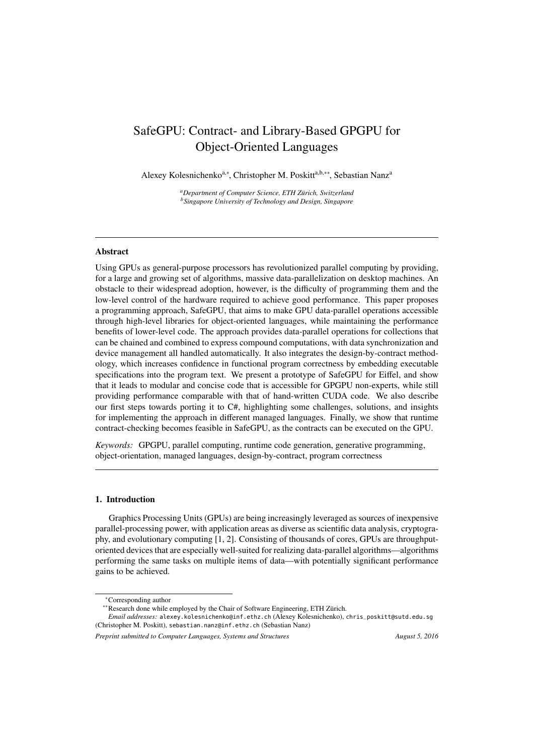# SafeGPU: Contract- and Library-Based GPGPU for Object-Oriented Languages

Alexey Kolesnichenko[a,*], Christopher M. Poskitt[a,b,**], Sebastian Nanz[a]

[a]*Department of Computer Science, ETH Zürich, Switzerland*
[b]*Singapore University of Technology and Design, Singapore*

---

## Abstract

Using GPUs as general-purpose processors has revolutionized parallel computing by providing, for a large and growing set of algorithms, massive data-parallelization on desktop machines. An obstacle to their widespread adoption, however, is the difficulty of programming them and the low-level control of the hardware required to achieve good performance. This paper proposes a programming approach, SafeGPU, that aims to make GPU data-parallel operations accessible through high-level libraries for object-oriented languages, while maintaining the performance benefits of lower-level code. The approach provides data-parallel operations for collections that can be chained and combined to express compound computations, with data synchronization and device management all handled automatically. It also integrates the design-by-contract methodology, which increases confidence in functional program correctness by embedding executable specifications into the program text. We present a prototype of SafeGPU for Eiffel, and show that it leads to modular and concise code that is accessible for GPGPU non-experts, while still providing performance comparable with that of hand-written CUDA code. We also describe our first steps towards porting it to C#, highlighting some challenges, solutions, and insights for implementing the approach in different managed languages. Finally, we show that runtime contract-checking becomes feasible in SafeGPU, as the contracts can be executed on the GPU.

*Keywords:* GPGPU, parallel computing, runtime code generation, generative programming, object-orientation, managed languages, design-by-contract, program correctness

---

## 1. Introduction

Graphics Processing Units (GPUs) are being increasingly leveraged as sources of inexpensive parallel-processing power, with application areas as diverse as scientific data analysis, cryptography, and evolutionary computing [1, 2]. Consisting of thousands of cores, GPUs are throughput-oriented devices that are especially well-suited for realizing data-parallel algorithms—algorithms performing the same tasks on multiple items of data—with potentially significant performance gains to be achieved.

---

[*] Corresponding author
[**] Research done while employed by the Chair of Software Engineering, ETH Zürich.
*Email addresses:* alexey.kolesnichenko@inf.ethz.ch (Alexey Kolesnichenko), chris_poskitt@sutd.edu.sg (Christopher M. Poskitt), sebastian.nanz@inf.ethz.ch (Sebastian Nanz)

*Preprint submitted to Computer Languages, Systems and Structures* *August 5, 2016*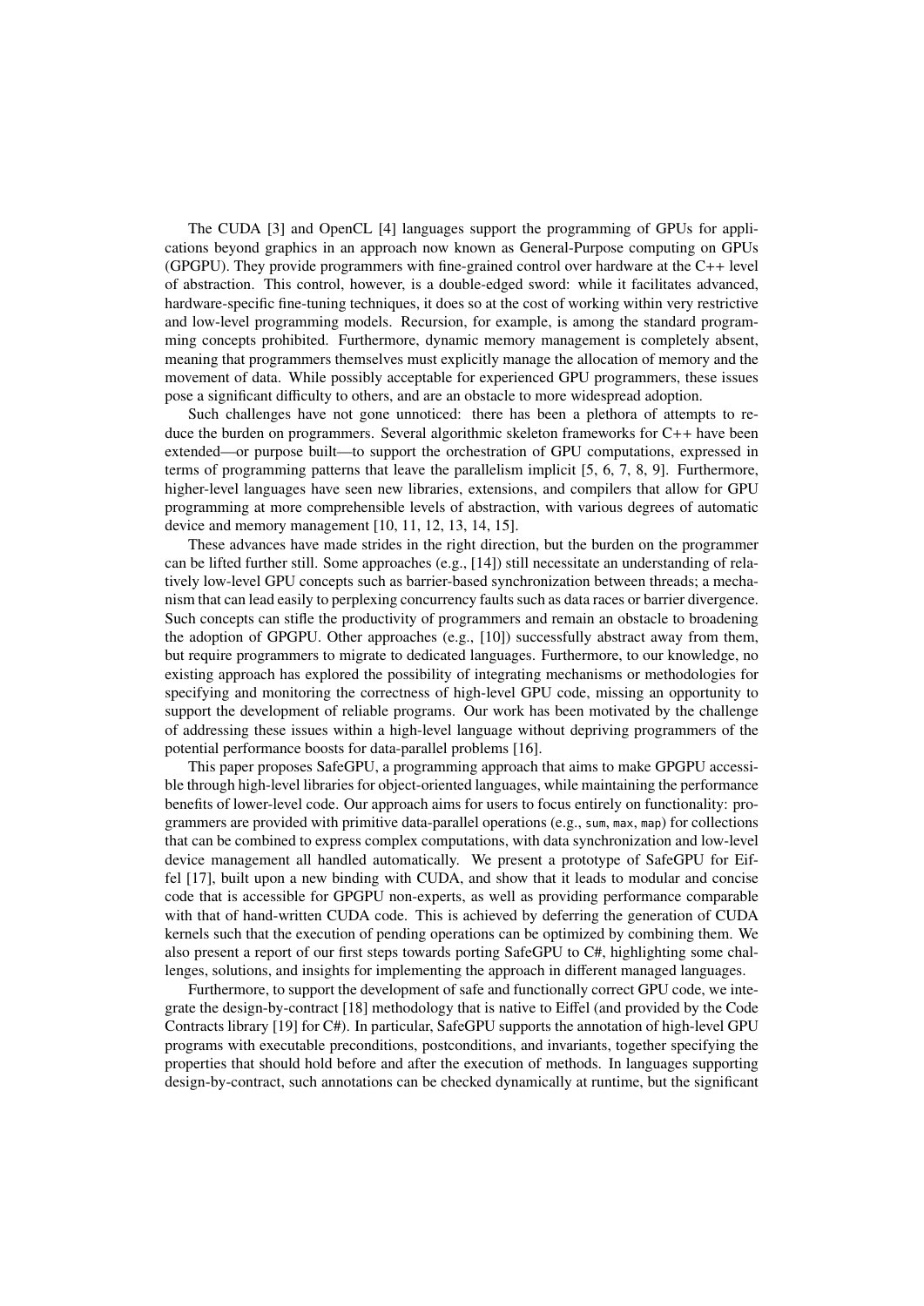The CUDA [3] and OpenCL [4] languages support the programming of GPUs for applications beyond graphics in an approach now known as General-Purpose computing on GPUs (GPGPU). They provide programmers with fine-grained control over hardware at the C++ level of abstraction. This control, however, is a double-edged sword: while it facilitates advanced, hardware-specific fine-tuning techniques, it does so at the cost of working within very restrictive and low-level programming models. Recursion, for example, is among the standard programming concepts prohibited. Furthermore, dynamic memory management is completely absent, meaning that programmers themselves must explicitly manage the allocation of memory and the movement of data. While possibly acceptable for experienced GPU programmers, these issues pose a significant difficulty to others, and are an obstacle to more widespread adoption.

Such challenges have not gone unnoticed: there has been a plethora of attempts to reduce the burden on programmers. Several algorithmic skeleton frameworks for C++ have been extended—or purpose built—to support the orchestration of GPU computations, expressed in terms of programming patterns that leave the parallelism implicit [5, 6, 7, 8, 9]. Furthermore, higher-level languages have seen new libraries, extensions, and compilers that allow for GPU programming at more comprehensible levels of abstraction, with various degrees of automatic device and memory management [10, 11, 12, 13, 14, 15].

These advances have made strides in the right direction, but the burden on the programmer can be lifted further still. Some approaches (e.g., [14]) still necessitate an understanding of relatively low-level GPU concepts such as barrier-based synchronization between threads; a mechanism that can lead easily to perplexing concurrency faults such as data races or barrier divergence. Such concepts can stifle the productivity of programmers and remain an obstacle to broadening the adoption of GPGPU. Other approaches (e.g., [10]) successfully abstract away from them, but require programmers to migrate to dedicated languages. Furthermore, to our knowledge, no existing approach has explored the possibility of integrating mechanisms or methodologies for specifying and monitoring the correctness of high-level GPU code, missing an opportunity to support the development of reliable programs. Our work has been motivated by the challenge of addressing these issues within a high-level language without depriving programmers of the potential performance boosts for data-parallel problems [16].

This paper proposes SafeGPU, a programming approach that aims to make GPGPU accessible through high-level libraries for object-oriented languages, while maintaining the performance benefits of lower-level code. Our approach aims for users to focus entirely on functionality: programmers are provided with primitive data-parallel operations (e.g., `sum`, `max`, `map`) for collections that can be combined to express complex computations, with data synchronization and low-level device management all handled automatically. We present a prototype of SafeGPU for Eiffel [17], built upon a new binding with CUDA, and show that it leads to modular and concise code that is accessible for GPGPU non-experts, as well as providing performance comparable with that of hand-written CUDA code. This is achieved by deferring the generation of CUDA kernels such that the execution of pending operations can be optimized by combining them. We also present a report of our first steps towards porting SafeGPU to C#, highlighting some challenges, solutions, and insights for implementing the approach in different managed languages.

Furthermore, to support the development of safe and functionally correct GPU code, we integrate the design-by-contract [18] methodology that is native to Eiffel (and provided by the Code Contracts library [19] for C#). In particular, SafeGPU supports the annotation of high-level GPU programs with executable preconditions, postconditions, and invariants, together specifying the properties that should hold before and after the execution of methods. In languages supporting design-by-contract, such annotations can be checked dynamically at runtime, but the significant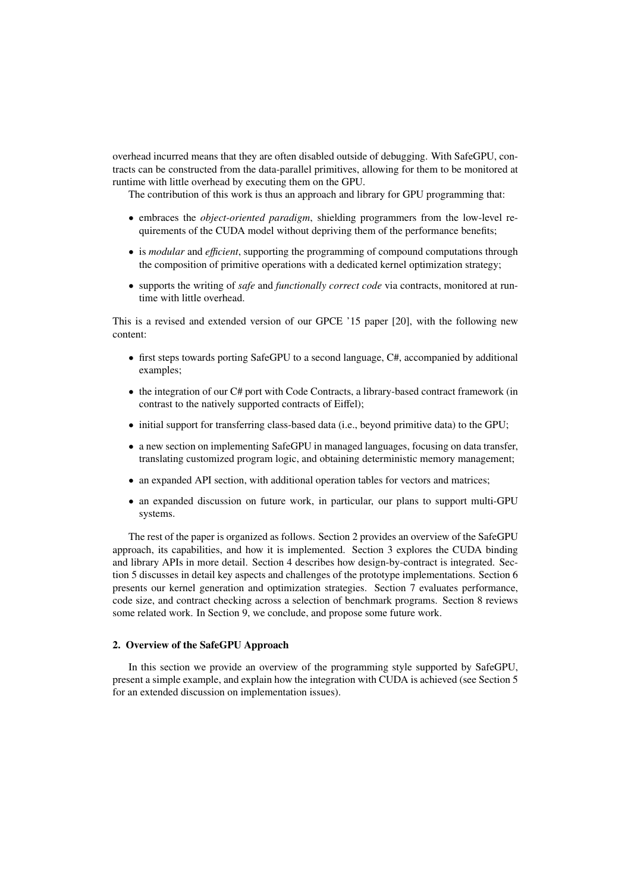overhead incurred means that they are often disabled outside of debugging. With SafeGPU, contracts can be constructed from the data-parallel primitives, allowing for them to be monitored at runtime with little overhead by executing them on the GPU.

The contribution of this work is thus an approach and library for GPU programming that:

- embraces the *object-oriented paradigm*, shielding programmers from the low-level requirements of the CUDA model without depriving them of the performance benefits;
- is *modular* and *efficient*, supporting the programming of compound computations through the composition of primitive operations with a dedicated kernel optimization strategy;
- supports the writing of *safe* and *functionally correct code* via contracts, monitored at runtime with little overhead.

This is a revised and extended version of our GPCE '15 paper [20], with the following new content:

- first steps towards porting SafeGPU to a second language, C#, accompanied by additional examples;
- the integration of our C# port with Code Contracts, a library-based contract framework (in contrast to the natively supported contracts of Eiffel);
- initial support for transferring class-based data (i.e., beyond primitive data) to the GPU;
- a new section on implementing SafeGPU in managed languages, focusing on data transfer, translating customized program logic, and obtaining deterministic memory management;
- an expanded API section, with additional operation tables for vectors and matrices;
- an expanded discussion on future work, in particular, our plans to support multi-GPU systems.

The rest of the paper is organized as follows. Section 2 provides an overview of the SafeGPU approach, its capabilities, and how it is implemented. Section 3 explores the CUDA binding and library APIs in more detail. Section 4 describes how design-by-contract is integrated. Section 5 discusses in detail key aspects and challenges of the prototype implementations. Section 6 presents our kernel generation and optimization strategies. Section 7 evaluates performance, code size, and contract checking across a selection of benchmark programs. Section 8 reviews some related work. In Section 9, we conclude, and propose some future work.

## 2. Overview of the SafeGPU Approach

In this section we provide an overview of the programming style supported by SafeGPU, present a simple example, and explain how the integration with CUDA is achieved (see Section 5 for an extended discussion on implementation issues).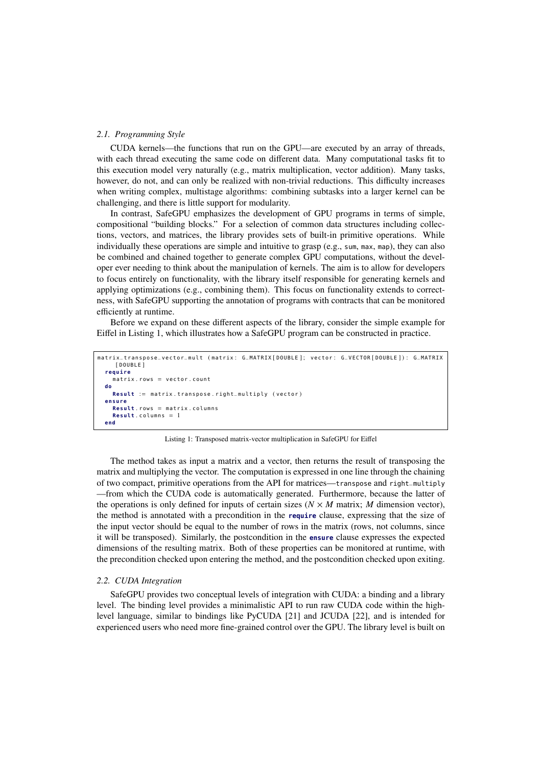### 2.1. Programming Style

CUDA kernels—the functions that run on the GPU—are executed by an array of threads, with each thread executing the same code on different data. Many computational tasks fit to this execution model very naturally (e.g., matrix multiplication, vector addition). Many tasks, however, do not, and can only be realized with non-trivial reductions. This difficulty increases when writing complex, multistage algorithms: combining subtasks into a larger kernel can be challenging, and there is little support for modularity.

In contrast, SafeGPU emphasizes the development of GPU programs in terms of simple, compositional "building blocks." For a selection of common data structures including collections, vectors, and matrices, the library provides sets of built-in primitive operations. While individually these operations are simple and intuitive to grasp (e.g., `sum`, `max`, `map`), they can also be combined and chained together to generate complex GPU computations, without the developer ever needing to think about the manipulation of kernels. The aim is to allow for developers to focus entirely on functionality, with the library itself responsible for generating kernels and applying optimizations (e.g., combining them). This focus on functionality extends to correctness, with SafeGPU supporting the annotation of programs with contracts that can be monitored efficiently at runtime.

Before we expand on these different aspects of the library, consider the simple example for Eiffel in Listing 1, which illustrates how a SafeGPU program can be constructed in practice.

```
matrix_transpose_vector_mult (matrix: G_MATRIX[DOUBLE]; vector: G_VECTOR[DOUBLE]): G_MATRIX
    [DOUBLE]
  require
    matrix.rows = vector.count
  do
    Result := matrix.transpose.right_multiply (vector)
  ensure
    Result.rows = matrix.columns
    Result.columns = 1
  end
```

Listing 1: Transposed matrix-vector multiplication in SafeGPU for Eiffel

The method takes as input a matrix and a vector, then returns the result of transposing the matrix and multiplying the vector. The computation is expressed in one line through the chaining of two compact, primitive operations from the API for matrices—`transpose` and `right_multiply`—from which the CUDA code is automatically generated. Furthermore, because the latter of the operations is only defined for inputs of certain sizes ($N \times M$ matrix; $M$ dimension vector), the method is annotated with a precondition in the **`require`** clause, expressing that the size of the input vector should be equal to the number of rows in the matrix (rows, not columns, since it will be transposed). Similarly, the postcondition in the **`ensure`** clause expresses the expected dimensions of the resulting matrix. Both of these properties can be monitored at runtime, with the precondition checked upon entering the method, and the postcondition checked upon exiting.

### 2.2. CUDA Integration

SafeGPU provides two conceptual levels of integration with CUDA: a binding and a library level. The binding level provides a minimalistic API to run raw CUDA code within the high-level language, similar to bindings like PyCUDA [21] and JCUDA [22], and is intended for experienced users who need more fine-grained control over the GPU. The library level is built on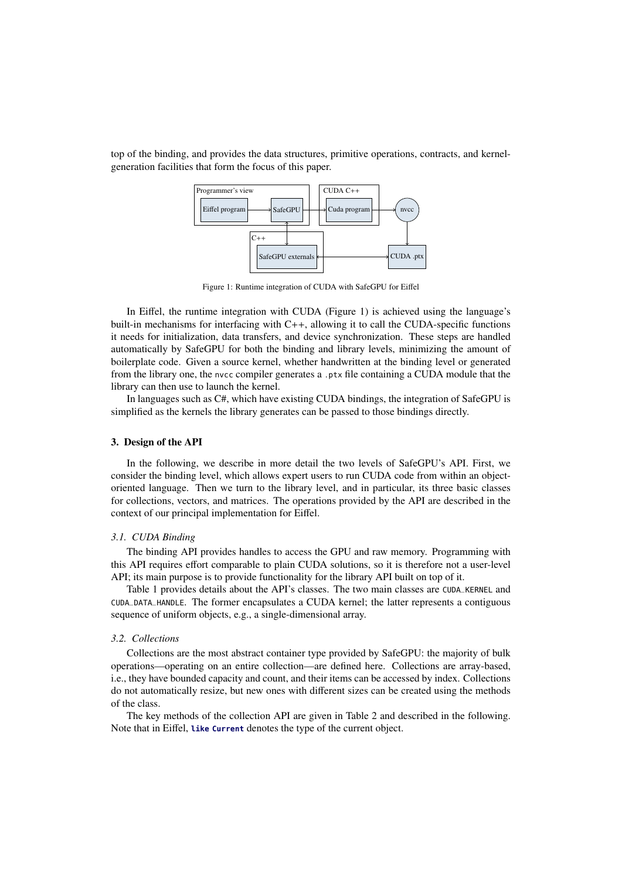top of the binding, and provides the data structures, primitive operations, contracts, and kernel-generation facilities that form the focus of this paper.

Figure 1: Runtime integration of CUDA with SafeGPU for Eiffel

In Eiffel, the runtime integration with CUDA (Figure 1) is achieved using the language's built-in mechanisms for interfacing with C++, allowing it to call the CUDA-specific functions it needs for initialization, data transfers, and device synchronization. These steps are handled automatically by SafeGPU for both the binding and library levels, minimizing the amount of boilerplate code. Given a source kernel, whether handwritten at the binding level or generated from the library one, the `nvcc` compiler generates a `.ptx` file containing a CUDA module that the library can then use to launch the kernel.

In languages such as C#, which have existing CUDA bindings, the integration of SafeGPU is simplified as the kernels the library generates can be passed to those bindings directly.

### 3. Design of the API

In the following, we describe in more detail the two levels of SafeGPU's API. First, we consider the binding level, which allows expert users to run CUDA code from within an object-oriented language. Then we turn to the library level, and in particular, its three basic classes for collections, vectors, and matrices. The operations provided by the API are described in the context of our principal implementation for Eiffel.

#### *3.1. CUDA Binding*

The binding API provides handles to access the GPU and raw memory. Programming with this API requires effort comparable to plain CUDA solutions, so it is therefore not a user-level API; its main purpose is to provide functionality for the library API built on top of it.

Table 1 provides details about the API's classes. The two main classes are `CUDA_KERNEL` and `CUDA_DATA_HANDLE`. The former encapsulates a CUDA kernel; the latter represents a contiguous sequence of uniform objects, e.g., a single-dimensional array.

#### *3.2. Collections*

Collections are the most abstract container type provided by SafeGPU: the majority of bulk operations—operating on an entire collection—are defined here. Collections are array-based, i.e., they have bounded capacity and count, and their items can be accessed by index. Collections do not automatically resize, but new ones with different sizes can be created using the methods of the class.

The key methods of the collection API are given in Table 2 and described in the following. Note that in Eiffel, **`like Current`** denotes the type of the current object.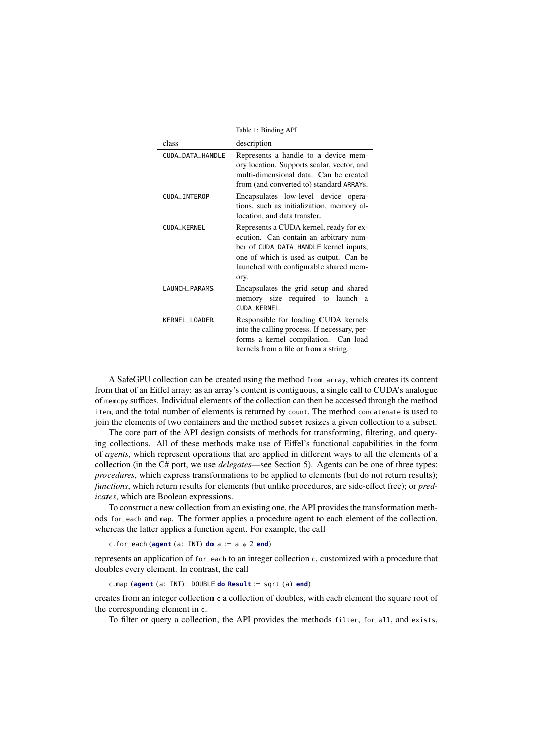Table 1: Binding API

| class | description |
| --- | --- |
| `CUDA_DATA_HANDLE` | Represents a handle to a device memory location. Supports scalar, vector, and multi-dimensional data. Can be created from (and converted to) standard `ARRAY`s. |
| `CUDA_INTEROP` | Encapsulates low-level device operations, such as initialization, memory allocation, and data transfer. |
| `CUDA_KERNEL` | Represents a CUDA kernel, ready for execution. Can contain an arbitrary number of `CUDA_DATA_HANDLE` kernel inputs, one of which is used as output. Can be launched with configurable shared memory. |
| `LAUNCH_PARAMS` | Encapsulates the grid setup and shared memory size required to launch a `CUDA_KERNEL`. |
| `KERNEL_LOADER` | Responsible for loading CUDA kernels into the calling process. If necessary, performs a kernel compilation. Can load kernels from a file or from a string. |

A SafeGPU collection can be created using the method `from_array`, which creates its content from that of an Eiffel array: as an array's content is contiguous, a single call to CUDA's analogue of `memcpy` suffices. Individual elements of the collection can then be accessed through the method `item`, and the total number of elements is returned by `count`. The method `concatenate` is used to join the elements of two containers and the method `subset` resizes a given collection to a subset.

The core part of the API design consists of methods for transforming, filtering, and querying collections. All of these methods make use of Eiffel's functional capabilities in the form of *agents*, which represent operations that are applied in different ways to all the elements of a collection (in the C# port, we use *delegates*—see Section 5). Agents can be one of three types: *procedures*, which express transformations to be applied to elements (but do not return results); *functions*, which return results for elements (but unlike procedures, are side-effect free); or *predicates*, which are Boolean expressions.

To construct a new collection from an existing one, the API provides the transformation methods `for_each` and `map`. The former applies a procedure agent to each element of the collection, whereas the latter applies a function agent. For example, the call

```
c.for_each (agent (a: INT) do a := a * 2 end)
```

represents an application of `for_each` to an integer collection `c`, customized with a procedure that doubles every element. In contrast, the call

```
c.map (agent (a: INT): DOUBLE do Result := sqrt (a) end)
```

creates from an integer collection `c` a collection of doubles, with each element the square root of the corresponding element in `c`.

To filter or query a collection, the API provides the methods `filter`, `for_all`, and `exists`,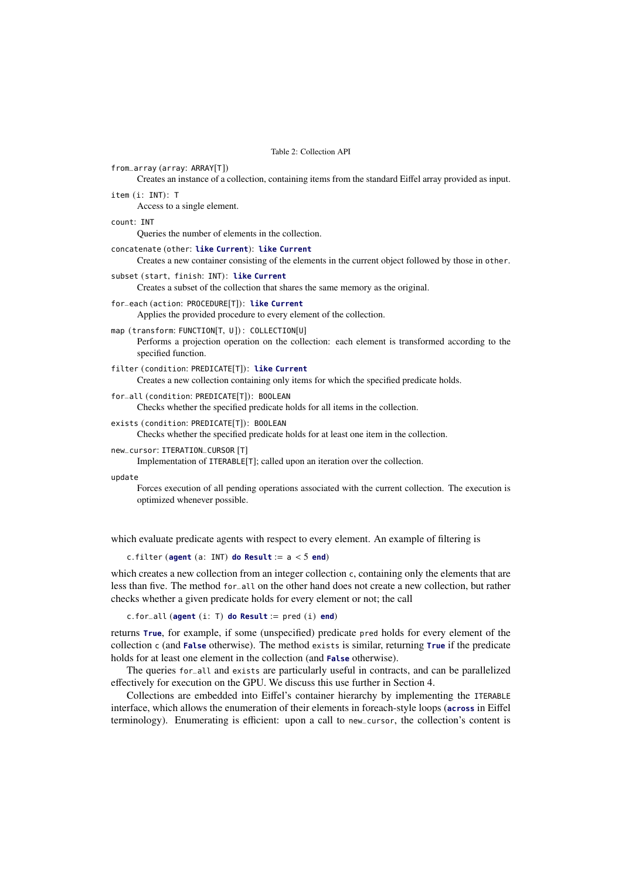Table 2: Collection API

`from_array (array: ARRAY[T])`
: Creates an instance of a collection, containing items from the standard Eiffel array provided as input.

`item (i: INT): T`
: Access to a single element.

`count: INT`
: Queries the number of elements in the collection.

`concatenate (other: like Current): like Current`
: Creates a new container consisting of the elements in the current object followed by those in `other`.

`subset (start, finish: INT): like Current`
: Creates a subset of the collection that shares the same memory as the original.

`for_each (action: PROCEDURE[T]): like Current`
: Applies the provided procedure to every element of the collection.

`map (transform: FUNCTION[T, U]): COLLECTION[U]`
: Performs a projection operation on the collection: each element is transformed according to the specified function.

`filter (condition: PREDICATE[T]): like Current`
: Creates a new collection containing only items for which the specified predicate holds.

`for_all (condition: PREDICATE[T]): BOOLEAN`
: Checks whether the specified predicate holds for all items in the collection.

`exists (condition: PREDICATE[T]): BOOLEAN`
: Checks whether the specified predicate holds for at least one item in the collection.

`new_cursor: ITERATION_CURSOR [T]`
: Implementation of `ITERABLE[T]`; called upon an iteration over the collection.

`update`
: Forces execution of all pending operations associated with the current collection. The execution is optimized whenever possible.

which evaluate predicate agents with respect to every element. An example of filtering is

```
c.filter (agent (a: INT) do Result := a < 5 end)
```

which creates a new collection from an integer collection `c`, containing only the elements that are less than five. The method `for_all` on the other hand does not create a new collection, but rather checks whether a given predicate holds for every element or not; the call

```
c.for_all (agent (i: T) do Result := pred (i) end)
```

returns **True**, for example, if some (unspecified) predicate `pred` holds for every element of the collection `c` (and **False** otherwise). The method `exists` is similar, returning **True** if the predicate holds for at least one element in the collection (and **False** otherwise).

The queries `for_all` and `exists` are particularly useful in contracts, and can be parallelized effectively for execution on the GPU. We discuss this use further in Section 4.

Collections are embedded into Eiffel's container hierarchy by implementing the `ITERABLE` interface, which allows the enumeration of their elements in foreach-style loops (**across** in Eiffel terminology). Enumerating is efficient: upon a call to `new_cursor`, the collection's content is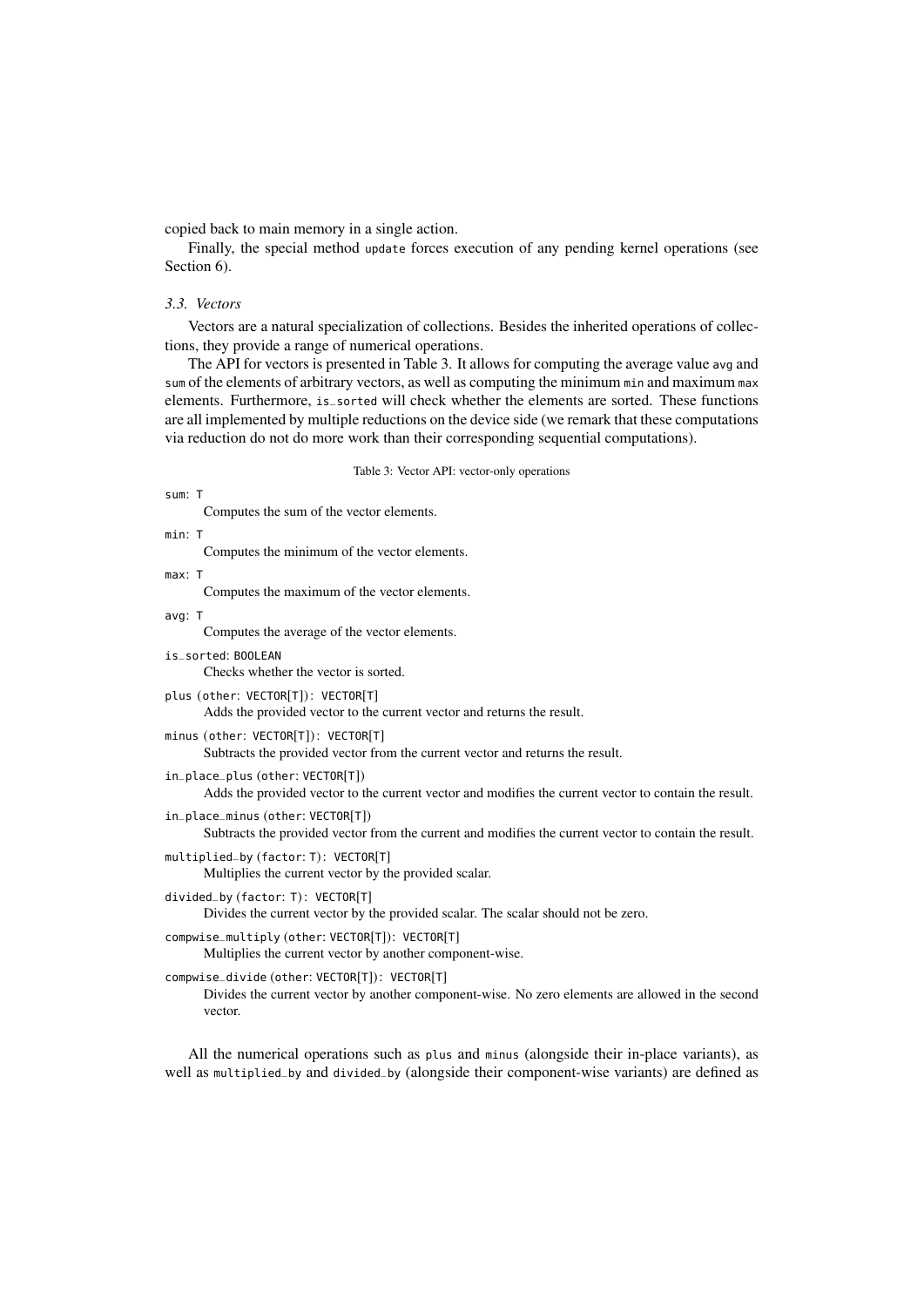copied back to main memory in a single action.

Finally, the special method `update` forces execution of any pending kernel operations (see Section 6).

### *3.3. Vectors*

Vectors are a natural specialization of collections. Besides the inherited operations of collections, they provide a range of numerical operations.

The API for vectors is presented in Table 3. It allows for computing the average value `avg` and `sum` of the elements of arbitrary vectors, as well as computing the minimum `min` and maximum `max` elements. Furthermore, `is_sorted` will check whether the elements are sorted. These functions are all implemented by multiple reductions on the device side (we remark that these computations via reduction do not do more work than their corresponding sequential computations).

Table 3: Vector API: vector-only operations

`sum: T`
: Computes the sum of the vector elements.

`min: T`
: Computes the minimum of the vector elements.

`max: T`
: Computes the maximum of the vector elements.

`avg: T`
: Computes the average of the vector elements.

`is_sorted: BOOLEAN`
: Checks whether the vector is sorted.

`plus (other: VECTOR[T]): VECTOR[T]`
: Adds the provided vector to the current vector and returns the result.

`minus (other: VECTOR[T]): VECTOR[T]`
: Subtracts the provided vector from the current vector and returns the result.

`in_place_plus (other: VECTOR[T])`
: Adds the provided vector to the current vector and modifies the current vector to contain the result.

`in_place_minus (other: VECTOR[T])`
: Subtracts the provided vector from the current and modifies the current vector to contain the result.

`multiplied_by (factor: T): VECTOR[T]`
: Multiplies the current vector by the provided scalar.

`divided_by (factor: T): VECTOR[T]`
: Divides the current vector by the provided scalar. The scalar should not be zero.

`compwise_multiply (other: VECTOR[T]): VECTOR[T]`
: Multiplies the current vector by another component-wise.

`compwise_divide (other: VECTOR[T]): VECTOR[T]`
: Divides the current vector by another component-wise. No zero elements are allowed in the second vector.

All the numerical operations such as `plus` and `minus` (alongside their in-place variants), as well as `multiplied_by` and `divided_by` (alongside their component-wise variants) are defined as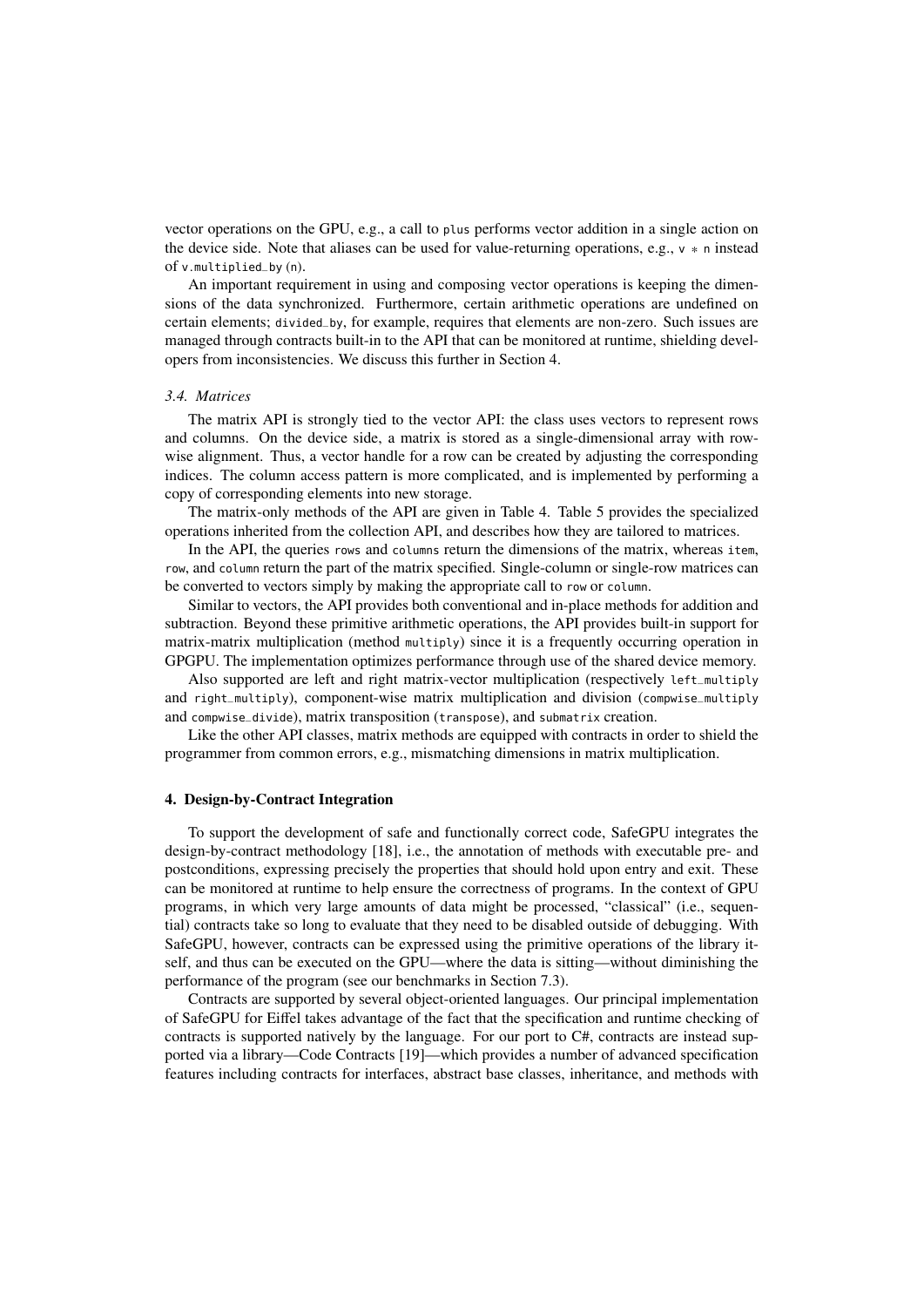vector operations on the GPU, e.g., a call to `plus` performs vector addition in a single action on the device side. Note that aliases can be used for value-returning operations, e.g., `v * n` instead of `v.multiplied_by (n)`.

An important requirement in using and composing vector operations is keeping the dimensions of the data synchronized. Furthermore, certain arithmetic operations are undefined on certain elements; `divided_by`, for example, requires that elements are non-zero. Such issues are managed through contracts built-in to the API that can be monitored at runtime, shielding developers from inconsistencies. We discuss this further in Section 4.

### *3.4. Matrices*

The matrix API is strongly tied to the vector API: the class uses vectors to represent rows and columns. On the device side, a matrix is stored as a single-dimensional array with row-wise alignment. Thus, a vector handle for a row can be created by adjusting the corresponding indices. The column access pattern is more complicated, and is implemented by performing a copy of corresponding elements into new storage.

The matrix-only methods of the API are given in Table 4. Table 5 provides the specialized operations inherited from the collection API, and describes how they are tailored to matrices.

In the API, the queries `rows` and `columns` return the dimensions of the matrix, whereas `item`, `row`, and `column` return the part of the matrix specified. Single-column or single-row matrices can be converted to vectors simply by making the appropriate call to `row` or `column`.

Similar to vectors, the API provides both conventional and in-place methods for addition and subtraction. Beyond these primitive arithmetic operations, the API provides built-in support for matrix-matrix multiplication (method `multiply`) since it is a frequently occurring operation in GPGPU. The implementation optimizes performance through use of the shared device memory.

Also supported are left and right matrix-vector multiplication (respectively `left_multiply` and `right_multiply`), component-wise matrix multiplication and division (`compwise_multiply` and `compwise_divide`), matrix transposition (`transpose`), and `submatrix` creation.

Like the other API classes, matrix methods are equipped with contracts in order to shield the programmer from common errors, e.g., mismatching dimensions in matrix multiplication.

## 4. Design-by-Contract Integration

To support the development of safe and functionally correct code, SafeGPU integrates the design-by-contract methodology [18], i.e., the annotation of methods with executable pre- and postconditions, expressing precisely the properties that should hold upon entry and exit. These can be monitored at runtime to help ensure the correctness of programs. In the context of GPU programs, in which very large amounts of data might be processed, "classical" (i.e., sequential) contracts take so long to evaluate that they need to be disabled outside of debugging. With SafeGPU, however, contracts can be expressed using the primitive operations of the library itself, and thus can be executed on the GPU—where the data is sitting—without diminishing the performance of the program (see our benchmarks in Section 7.3).

Contracts are supported by several object-oriented languages. Our principal implementation of SafeGPU for Eiffel takes advantage of the fact that the specification and runtime checking of contracts is supported natively by the language. For our port to C#, contracts are instead supported via a library—Code Contracts [19]—which provides a number of advanced specification features including contracts for interfaces, abstract base classes, inheritance, and methods with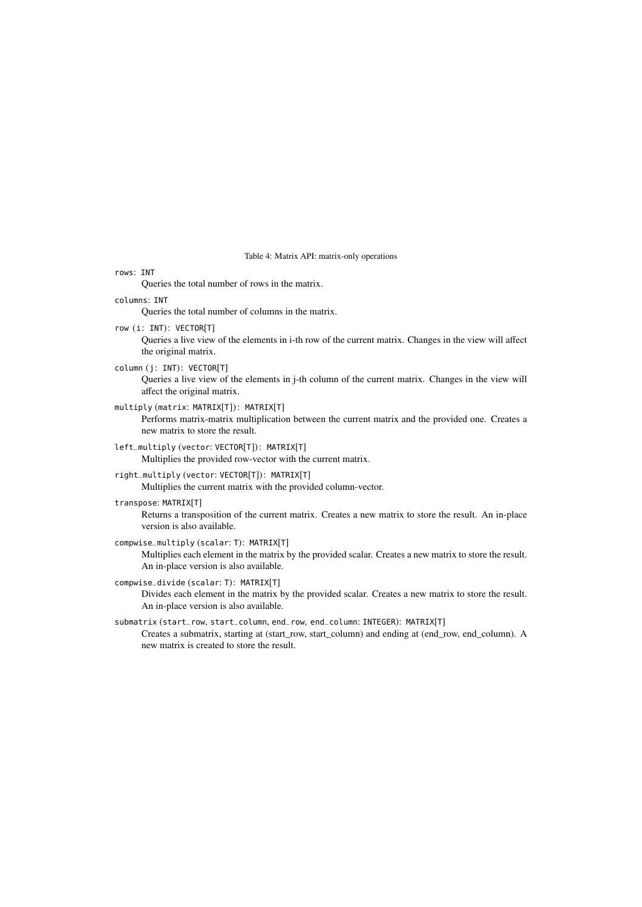Table 4: Matrix API: matrix-only operations

`rows`: `INT`
: Queries the total number of rows in the matrix.

`columns`: `INT`
: Queries the total number of columns in the matrix.

`row (i: INT)`: `VECTOR[T]`
: Queries a live view of the elements in i-th row of the current matrix. Changes in the view will affect the original matrix.

`column (j: INT)`: `VECTOR[T]`
: Queries a live view of the elements in j-th column of the current matrix. Changes in the view will affect the original matrix.

`multiply (matrix: MATRIX[T])`: `MATRIX[T]`
: Performs matrix-matrix multiplication between the current matrix and the provided one. Creates a new matrix to store the result.

`left_multiply (vector: VECTOR[T])`: `MATRIX[T]`
: Multiplies the provided row-vector with the current matrix.

`right_multiply (vector: VECTOR[T])`: `MATRIX[T]`
: Multiplies the current matrix with the provided column-vector.

`transpose`: `MATRIX[T]`
: Returns a transposition of the current matrix. Creates a new matrix to store the result. An in-place version is also available.

`compwise_multiply (scalar: T)`: `MATRIX[T]`
: Multiplies each element in the matrix by the provided scalar. Creates a new matrix to store the result. An in-place version is also available.

`compwise_divide (scalar: T)`: `MATRIX[T]`
: Divides each element in the matrix by the provided scalar. Creates a new matrix to store the result. An in-place version is also available.

`submatrix (start_row, start_column, end_row, end_column: INTEGER)`: `MATRIX[T]`
: Creates a submatrix, starting at (start_row, start_column) and ending at (end_row, end_column). A new matrix is created to store the result.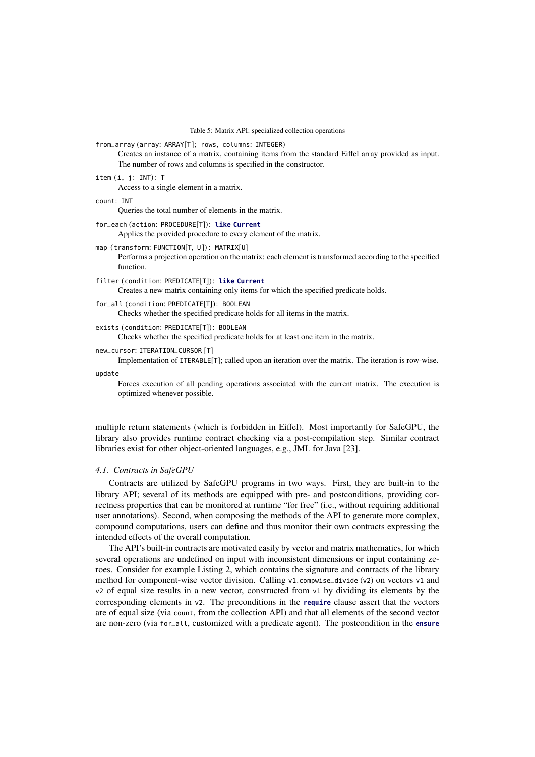Table 5: Matrix API: specialized collection operations

`from_array (array: ARRAY[T]; rows, columns: INTEGER)`
: Creates an instance of a matrix, containing items from the standard Eiffel array provided as input. The number of rows and columns is specified in the constructor.

`item (i, j: INT): T`
: Access to a single element in a matrix.

`count: INT`
: Queries the total number of elements in the matrix.

`for_each (action: PROCEDURE[T]): like Current`
: Applies the provided procedure to every element of the matrix.

`map (transform: FUNCTION[T, U]): MATRIX[U]`
: Performs a projection operation on the matrix: each element is transformed according to the specified function.

`filter (condition: PREDICATE[T]): like Current`
: Creates a new matrix containing only items for which the specified predicate holds.

`for_all (condition: PREDICATE[T]): BOOLEAN`
: Checks whether the specified predicate holds for all items in the matrix.

`exists (condition: PREDICATE[T]): BOOLEAN`
: Checks whether the specified predicate holds for at least one item in the matrix.

`new_cursor: ITERATION_CURSOR [T]`
: Implementation of `ITERABLE[T]`; called upon an iteration over the matrix. The iteration is row-wise.

`update`
: Forces execution of all pending operations associated with the current matrix. The execution is optimized whenever possible.

multiple return statements (which is forbidden in Eiffel). Most importantly for SafeGPU, the library also provides runtime contract checking via a post-compilation step. Similar contract libraries exist for other object-oriented languages, e.g., JML for Java [23].

### *4.1. Contracts in SafeGPU*

Contracts are utilized by SafeGPU programs in two ways. First, they are built-in to the library API; several of its methods are equipped with pre- and postconditions, providing correctness properties that can be monitored at runtime "for free" (i.e., without requiring additional user annotations). Second, when composing the methods of the API to generate more complex, compound computations, users can define and thus monitor their own contracts expressing the intended effects of the overall computation.

The API's built-in contracts are motivated easily by vector and matrix mathematics, for which several operations are undefined on input with inconsistent dimensions or input containing zeroes. Consider for example Listing 2, which contains the signature and contracts of the library method for component-wise vector division. Calling `v1.compwise_divide (v2)` on vectors `v1` and `v2` of equal size results in a new vector, constructed from `v1` by dividing its elements by the corresponding elements in `v2`. The preconditions in the **require** clause assert that the vectors are of equal size (via `count`, from the collection API) and that all elements of the second vector are non-zero (via `for_all`, customized with a predicate agent). The postcondition in the **ensure**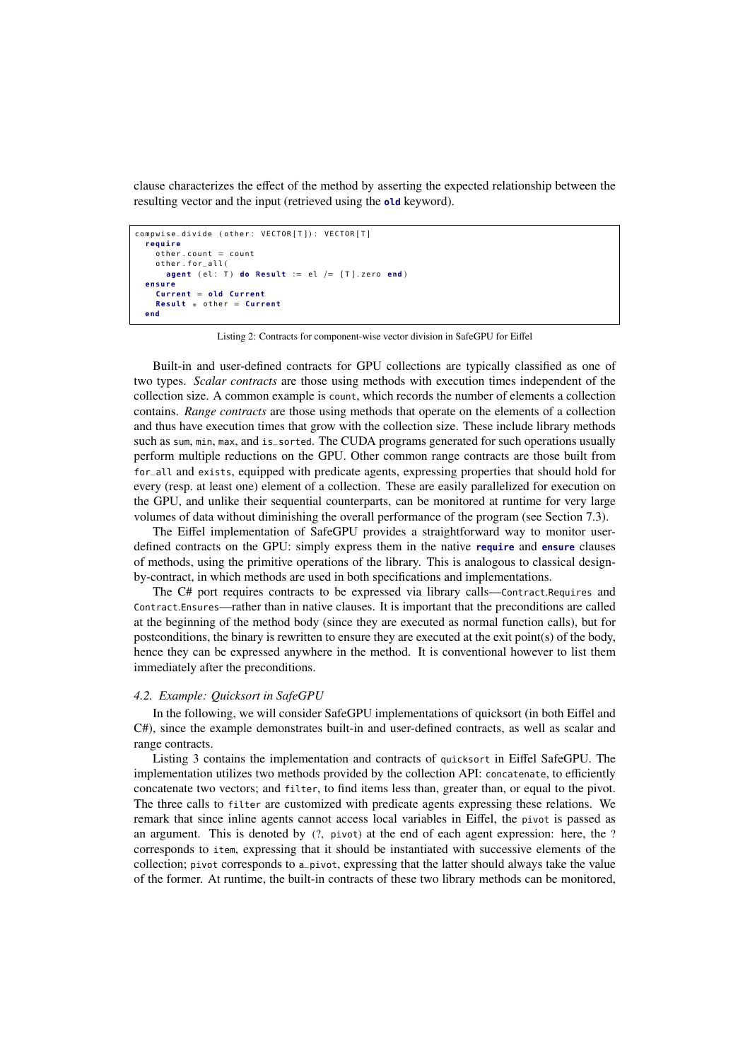clause characterizes the effect of the method by asserting the expected relationship between the resulting vector and the input (retrieved using the **old** keyword).

```
compwise_divide (other: VECTOR[T]): VECTOR[T]
  require
    other.count = count
    other.for_all(
      agent (el: T) do Result := el /= {T}.zero end)
  ensure
    Current = old Current
    Result * other = Current
  end
```

Listing 2: Contracts for component-wise vector division in SafeGPU for Eiffel

Built-in and user-defined contracts for GPU collections are typically classified as one of two types. *Scalar contracts* are those using methods with execution times independent of the collection size. A common example is `count`, which records the number of elements a collection contains. *Range contracts* are those using methods that operate on the elements of a collection and thus have execution times that grow with the collection size. These include library methods such as `sum`, `min`, `max`, and `is_sorted`. The CUDA programs generated for such operations usually perform multiple reductions on the GPU. Other common range contracts are those built from `for_all` and `exists`, equipped with predicate agents, expressing properties that should hold for every (resp. at least one) element of a collection. These are easily parallelized for execution on the GPU, and unlike their sequential counterparts, can be monitored at runtime for very large volumes of data without diminishing the overall performance of the program (see Section 7.3).

The Eiffel implementation of SafeGPU provides a straightforward way to monitor user-defined contracts on the GPU: simply express them in the native **require** and **ensure** clauses of methods, using the primitive operations of the library. This is analogous to classical design-by-contract, in which methods are used in both specifications and implementations.

The C# port requires contracts to be expressed via library calls—`Contract.Requires` and `Contract.Ensures`—rather than in native clauses. It is important that the preconditions are called at the beginning of the method body (since they are executed as normal function calls), but for postconditions, the binary is rewritten to ensure they are executed at the exit point(s) of the body, hence they can be expressed anywhere in the method. It is conventional however to list them immediately after the preconditions.

### 4.2. Example: Quicksort in SafeGPU

In the following, we will consider SafeGPU implementations of quicksort (in both Eiffel and C#), since the example demonstrates built-in and user-defined contracts, as well as scalar and range contracts.

Listing 3 contains the implementation and contracts of `quicksort` in Eiffel SafeGPU. The implementation utilizes two methods provided by the collection API: `concatenate`, to efficiently concatenate two vectors; and `filter`, to find items less than, greater than, or equal to the pivot. The three calls to `filter` are customized with predicate agents expressing these relations. We remark that since inline agents cannot access local variables in Eiffel, the `pivot` is passed as an argument. This is denoted by `(?, pivot)` at the end of each agent expression: here, the `?` corresponds to `item`, expressing that it should be instantiated with successive elements of the collection; `pivot` corresponds to `a_pivot`, expressing that the latter should always take the value of the former. At runtime, the built-in contracts of these two library methods can be monitored,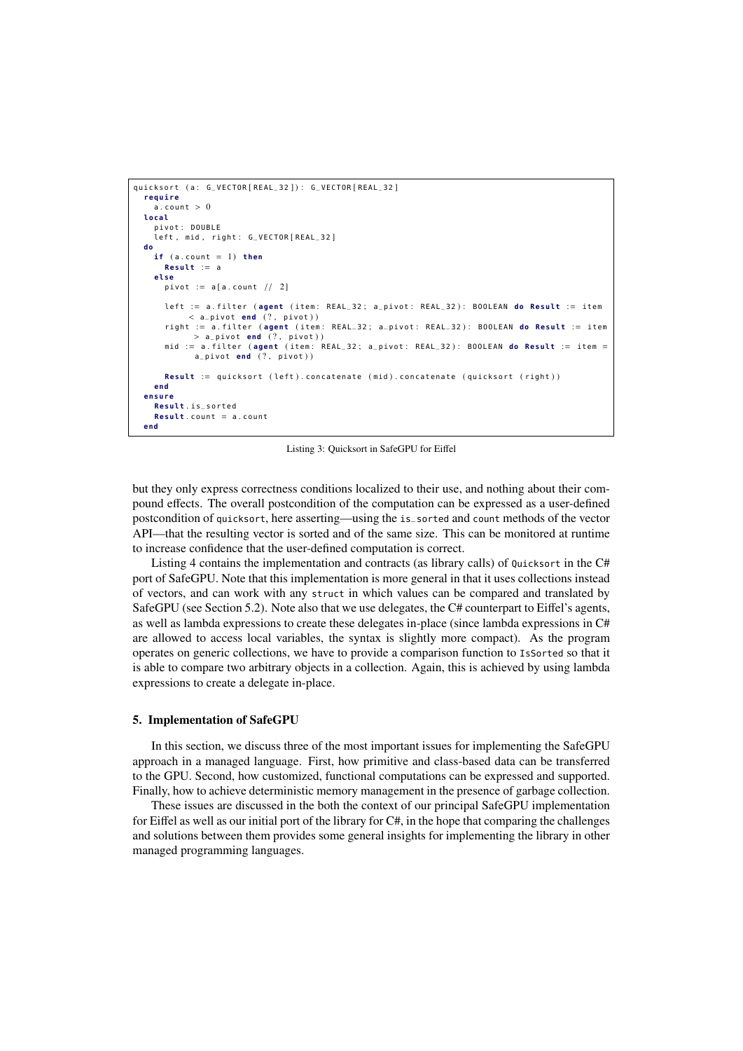```
quicksort (a: G_VECTOR[REAL_32]): G_VECTOR[REAL_32]
  require
    a.count > 0
  local
    pivot: DOUBLE
    left, mid, right: G_VECTOR[REAL_32]
  do
    if (a.count = 1) then
      Result := a
    else
      pivot := a[a.count // 2]

      left := a.filter (agent (item: REAL_32; a_pivot: REAL_32): BOOLEAN do Result := item
           < a_pivot end (?, pivot))
      right := a.filter (agent (item: REAL_32; a_pivot: REAL_32): BOOLEAN do Result := item
            > a_pivot end (?, pivot))
      mid := a.filter (agent (item: REAL_32; a_pivot: REAL_32): BOOLEAN do Result := item =
            a_pivot end (?, pivot))

      Result := quicksort (left).concatenate (mid).concatenate (quicksort (right))
    end
  ensure
    Result.is_sorted
    Result.count = a.count
  end
```

Listing 3: Quicksort in SafeGPU for Eiffel

but they only express correctness conditions localized to their use, and nothing about their compound effects. The overall postcondition of the computation can be expressed as a user-defined postcondition of `quicksort`, here asserting—using the `is_sorted` and `count` methods of the vector API—that the resulting vector is sorted and of the same size. This can be monitored at runtime to increase confidence that the user-defined computation is correct.

Listing 4 contains the implementation and contracts (as library calls) of `Quicksort` in the C# port of SafeGPU. Note that this implementation is more general in that it uses collections instead of vectors, and can work with any `struct` in which values can be compared and translated by SafeGPU (see Section 5.2). Note also that we use delegates, the C# counterpart to Eiffel's agents, as well as lambda expressions to create these delegates in-place (since lambda expressions in C# are allowed to access local variables, the syntax is slightly more compact). As the program operates on generic collections, we have to provide a comparison function to `IsSorted` so that it is able to compare two arbitrary objects in a collection. Again, this is achieved by using lambda expressions to create a delegate in-place.

### 5. Implementation of SafeGPU

In this section, we discuss three of the most important issues for implementing the SafeGPU approach in a managed language. First, how primitive and class-based data can be transferred to the GPU. Second, how customized, functional computations can be expressed and supported. Finally, how to achieve deterministic memory management in the presence of garbage collection.

These issues are discussed in the both the context of our principal SafeGPU implementation for Eiffel as well as our initial port of the library for C#, in the hope that comparing the challenges and solutions between them provides some general insights for implementing the library in other managed programming languages.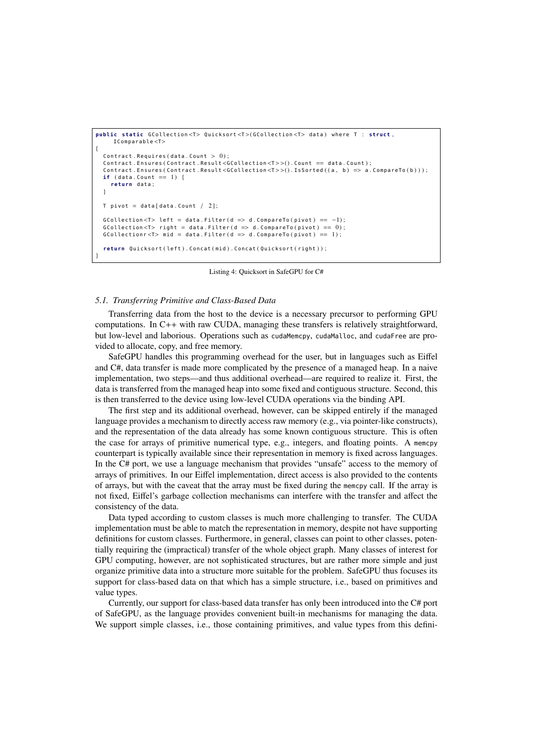```
public static GCollection<T> Quicksort<T>(GCollection<T> data) where T : struct,
    IComparable<T>
{
  Contract.Requires(data.Count > 0);
  Contract.Ensures(Contract.Result<GCollection<T>>().Count == data.Count);
  Contract.Ensures(Contract.Result<GCollection<T>>().IsSorted((a, b) => a.CompareTo(b)));
  if (data.Count == 1) {
    return data;
  }

  T pivot = data[data.Count / 2];

  GCollection<T> left = data.Filter(d => d.CompareTo(pivot) == -1);
  GCollection<T> right = data.Filter(d => d.CompareTo(pivot) == 0);
  GCollectionr<T> mid = data.Filter(d => d.CompareTo(pivot) == 1);

  return Quicksort(left).Concat(mid).Concat(Quicksort(right));
}
```

Listing 4: Quicksort in SafeGPU for C#

### *5.1. Transferring Primitive and Class-Based Data*

Transferring data from the host to the device is a necessary precursor to performing GPU computations. In C++ with raw CUDA, managing these transfers is relatively straightforward, but low-level and laborious. Operations such as `cudaMemcpy`, `cudaMalloc`, and `cudaFree` are provided to allocate, copy, and free memory.

SafeGPU handles this programming overhead for the user, but in languages such as Eiffel and C#, data transfer is made more complicated by the presence of a managed heap. In a naive implementation, two steps—and thus additional overhead—are required to realize it. First, the data is transferred from the managed heap into some fixed and contiguous structure. Second, this is then transferred to the device using low-level CUDA operations via the binding API.

The first step and its additional overhead, however, can be skipped entirely if the managed language provides a mechanism to directly access raw memory (e.g., via pointer-like constructs), and the representation of the data already has some known contiguous structure. This is often the case for arrays of primitive numerical type, e.g., integers, and floating points. A `memcpy` counterpart is typically available since their representation in memory is fixed across languages. In the C# port, we use a language mechanism that provides "unsafe" access to the memory of arrays of primitives. In our Eiffel implementation, direct access is also provided to the contents of arrays, but with the caveat that the array must be fixed during the `memcpy` call. If the array is not fixed, Eiffel's garbage collection mechanisms can interfere with the transfer and affect the consistency of the data.

Data typed according to custom classes is much more challenging to transfer. The CUDA implementation must be able to match the representation in memory, despite not have supporting definitions for custom classes. Furthermore, in general, classes can point to other classes, potentially requiring the (impractical) transfer of the whole object graph. Many classes of interest for GPU computing, however, are not sophisticated structures, but are rather more simple and just organize primitive data into a structure more suitable for the problem. SafeGPU thus focuses its support for class-based data on that which has a simple structure, i.e., based on primitives and value types.

Currently, our support for class-based data transfer has only been introduced into the C# port of SafeGPU, as the language provides convenient built-in mechanisms for managing the data. We support simple classes, i.e., those containing primitives, and value types from this defini-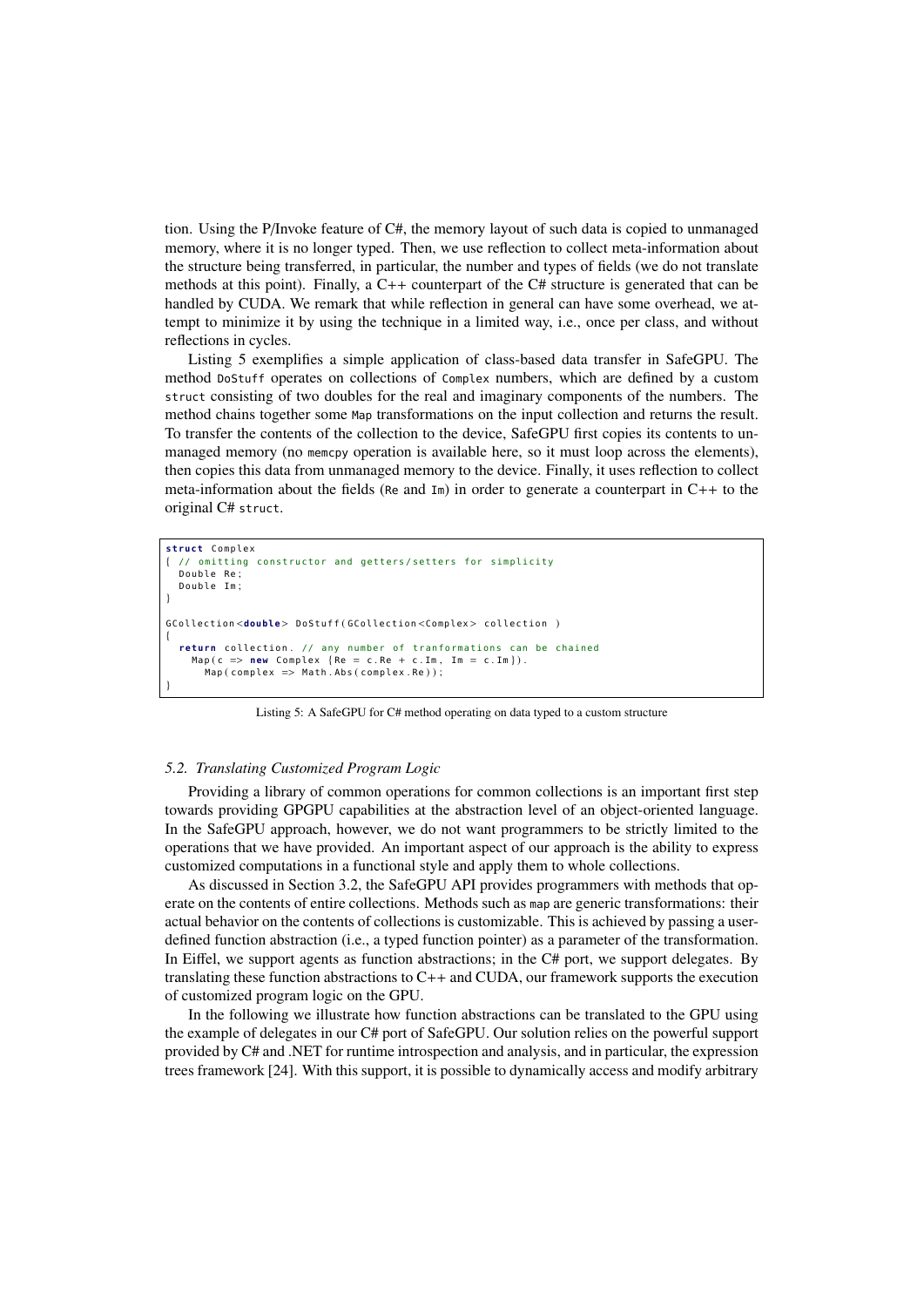tion. Using the P/Invoke feature of C#, the memory layout of such data is copied to unmanaged memory, where it is no longer typed. Then, we use reflection to collect meta-information about the structure being transferred, in particular, the number and types of fields (we do not translate methods at this point). Finally, a C++ counterpart of the C# structure is generated that can be handled by CUDA. We remark that while reflection in general can have some overhead, we attempt to minimize it by using the technique in a limited way, i.e., once per class, and without reflections in cycles.

Listing 5 exemplifies a simple application of class-based data transfer in SafeGPU. The method `DoStuff` operates on collections of `Complex` numbers, which are defined by a custom `struct` consisting of two doubles for the real and imaginary components of the numbers. The method chains together some `Map` transformations on the input collection and returns the result. To transfer the contents of the collection to the device, SafeGPU first copies its contents to unmanaged memory (no `memcpy` operation is available here, so it must loop across the elements), then copies this data from unmanaged memory to the device. Finally, it uses reflection to collect meta-information about the fields (`Re` and `Im`) in order to generate a counterpart in C++ to the original C# `struct`.

```
struct Complex
{ // omitting constructor and getters/setters for simplicity
  Double Re;
  Double Im;
}

GCollection<double> DoStuff(GCollection<Complex> collection )
{
  return collection. // any number of tranformations can be chained
    Map(c => new Complex {Re = c.Re + c.Im, Im = c.Im}).
      Map(complex => Math.Abs(complex.Re));
}
```

Listing 5: A SafeGPU for C# method operating on data typed to a custom structure

### *5.2. Translating Customized Program Logic*

Providing a library of common operations for common collections is an important first step towards providing GPGPU capabilities at the abstraction level of an object-oriented language. In the SafeGPU approach, however, we do not want programmers to be strictly limited to the operations that we have provided. An important aspect of our approach is the ability to express customized computations in a functional style and apply them to whole collections.

As discussed in Section 3.2, the SafeGPU API provides programmers with methods that operate on the contents of entire collections. Methods such as `map` are generic transformations: their actual behavior on the contents of collections is customizable. This is achieved by passing a user-defined function abstraction (i.e., a typed function pointer) as a parameter of the transformation. In Eiffel, we support agents as function abstractions; in the C# port, we support delegates. By translating these function abstractions to C++ and CUDA, our framework supports the execution of customized program logic on the GPU.

In the following we illustrate how function abstractions can be translated to the GPU using the example of delegates in our C# port of SafeGPU. Our solution relies on the powerful support provided by C# and .NET for runtime introspection and analysis, and in particular, the expression trees framework [24]. With this support, it is possible to dynamically access and modify arbitrary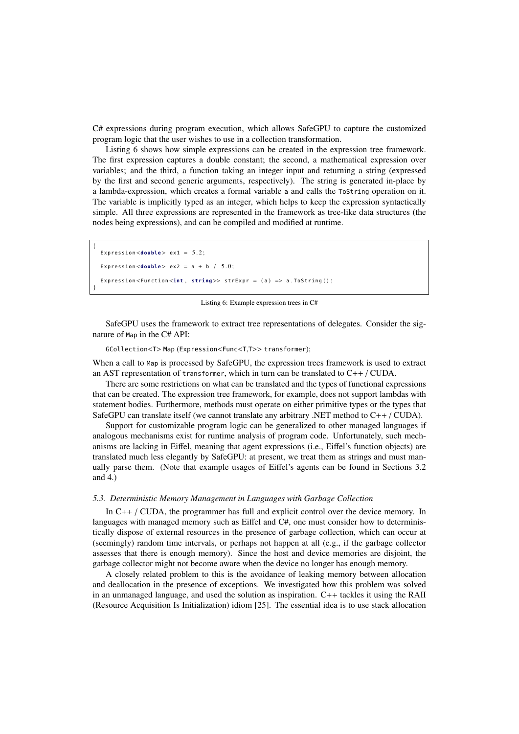C# expressions during program execution, which allows SafeGPU to capture the customized program logic that the user wishes to use in a collection transformation.

Listing 6 shows how simple expressions can be created in the expression tree framework. The first expression captures a double constant; the second, a mathematical expression over variables; and the third, a function taking an integer input and returning a string (expressed by the first and second generic arguments, respectively). The string is generated in-place by a lambda-expression, which creates a formal variable `a` and calls the `ToString` operation on it. The variable is implicitly typed as an integer, which helps to keep the expression syntactically simple. All three expressions are represented in the framework as tree-like data structures (the nodes being expressions), and can be compiled and modified at runtime.

```
{
  Expression<double> ex1 = 5.2;

  Expression<double> ex2 = a + b / 5.0;

  Expression<Function<int, string>> strExpr = (a) => a.ToString();
}
```

Listing 6: Example expression trees in C#

SafeGPU uses the framework to extract tree representations of delegates. Consider the signature of `Map` in the C# API:

```
GCollection<T> Map(Expression<Func<T,T>> transformer);
```

When a call to `Map` is processed by SafeGPU, the expression trees framework is used to extract an AST representation of `transformer`, which in turn can be translated to C++ / CUDA.

There are some restrictions on what can be translated and the types of functional expressions that can be created. The expression tree framework, for example, does not support lambdas with statement bodies. Furthermore, methods must operate on either primitive types or the types that SafeGPU can translate itself (we cannot translate any arbitrary .NET method to C++ / CUDA).

Support for customizable program logic can be generalized to other managed languages if analogous mechanisms exist for runtime analysis of program code. Unfortunately, such mechanisms are lacking in Eiffel, meaning that agent expressions (i.e., Eiffel's function objects) are translated much less elegantly by SafeGPU: at present, we treat them as strings and must manually parse them. (Note that example usages of Eiffel's agents can be found in Sections 3.2 and 4.)

### *5.3. Deterministic Memory Management in Languages with Garbage Collection*

In C++ / CUDA, the programmer has full and explicit control over the device memory. In languages with managed memory such as Eiffel and C#, one must consider how to deterministically dispose of external resources in the presence of garbage collection, which can occur at (seemingly) random time intervals, or perhaps not happen at all (e.g., if the garbage collector assesses that there is enough memory). Since the host and device memories are disjoint, the garbage collector might not become aware when the device no longer has enough memory.

A closely related problem to this is the avoidance of leaking memory between allocation and deallocation in the presence of exceptions. We investigated how this problem was solved in an unmanaged language, and used the solution as inspiration. C++ tackles it using the RAII (Resource Acquisition Is Initialization) idiom [25]. The essential idea is to use stack allocation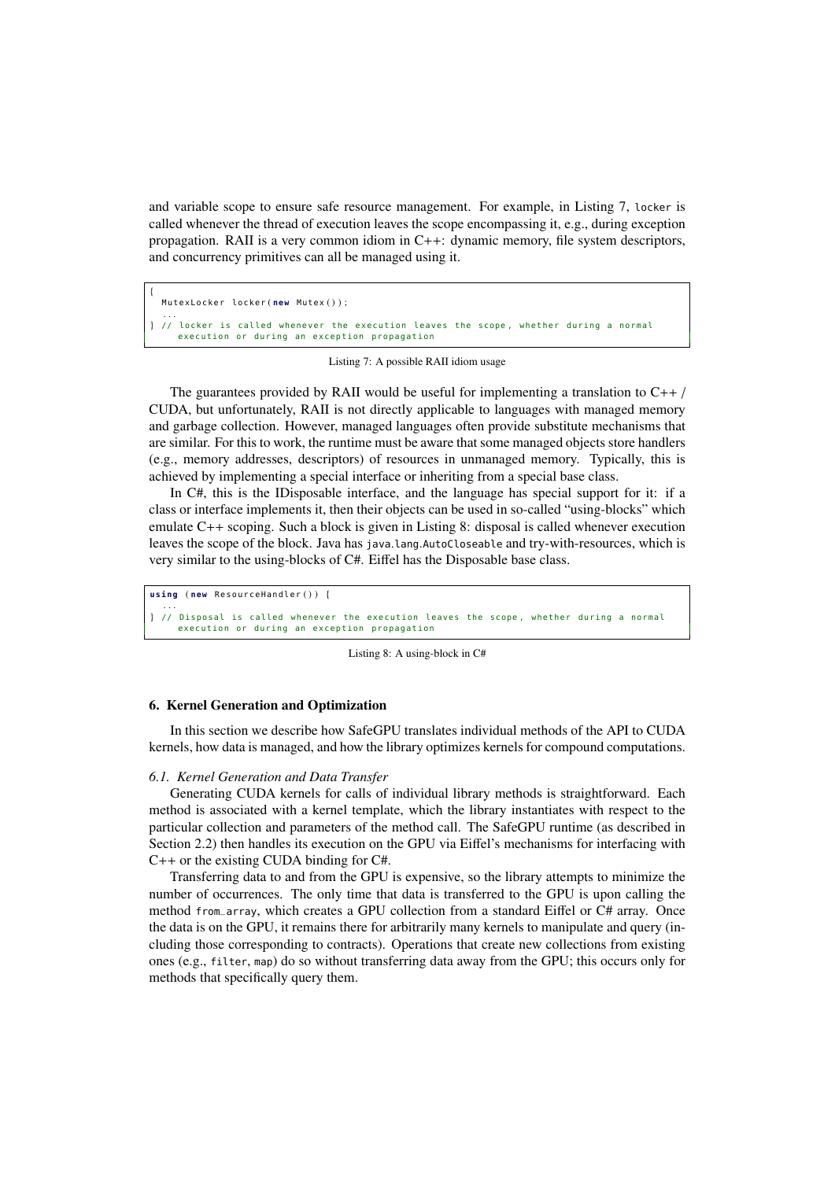and variable scope to ensure safe resource management. For example, in Listing 7, `locker` is called whenever the thread of execution leaves the scope encompassing it, e.g., during exception propagation. RAII is a very common idiom in C++: dynamic memory, file system descriptors, and concurrency primitives can all be managed using it.

```
{
  MutexLocker locker(new Mutex());
  ...
} // locker is called whenever the execution leaves the scope, whether during a normal
    execution or during an exception propagation
```

Listing 7: A possible RAII idiom usage

The guarantees provided by RAII would be useful for implementing a translation to C++ / CUDA, but unfortunately, RAII is not directly applicable to languages with managed memory and garbage collection. However, managed languages often provide substitute mechanisms that are similar. For this to work, the runtime must be aware that some managed objects store handlers (e.g., memory addresses, descriptors) of resources in unmanaged memory. Typically, this is achieved by implementing a special interface or inheriting from a special base class.

In C#, this is the IDisposable interface, and the language has special support for it: if a class or interface implements it, then their objects can be used in so-called "using-blocks" which emulate C++ scoping. Such a block is given in Listing 8: disposal is called whenever execution leaves the scope of the block. Java has `java.lang.AutoCloseable` and try-with-resources, which is very similar to the using-blocks of C#. Eiffel has the Disposable base class.

```
using (new ResourceHandler()) {
  ...
} // Disposal is called whenever the execution leaves the scope, whether during a normal
    execution or during an exception propagation
```

Listing 8: A using-block in C#

## 6. Kernel Generation and Optimization

In this section we describe how SafeGPU translates individual methods of the API to CUDA kernels, how data is managed, and how the library optimizes kernels for compound computations.

### *6.1. Kernel Generation and Data Transfer*

Generating CUDA kernels for calls of individual library methods is straightforward. Each method is associated with a kernel template, which the library instantiates with respect to the particular collection and parameters of the method call. The SafeGPU runtime (as described in Section 2.2) then handles its execution on the GPU via Eiffel's mechanisms for interfacing with C++ or the existing CUDA binding for C#.

Transferring data to and from the GPU is expensive, so the library attempts to minimize the number of occurrences. The only time that data is transferred to the GPU is upon calling the method `from_array`, which creates a GPU collection from a standard Eiffel or C# array. Once the data is on the GPU, it remains there for arbitrarily many kernels to manipulate and query (including those corresponding to contracts). Operations that create new collections from existing ones (e.g., `filter`, `map`) do so without transferring data away from the GPU; this occurs only for methods that specifically query them.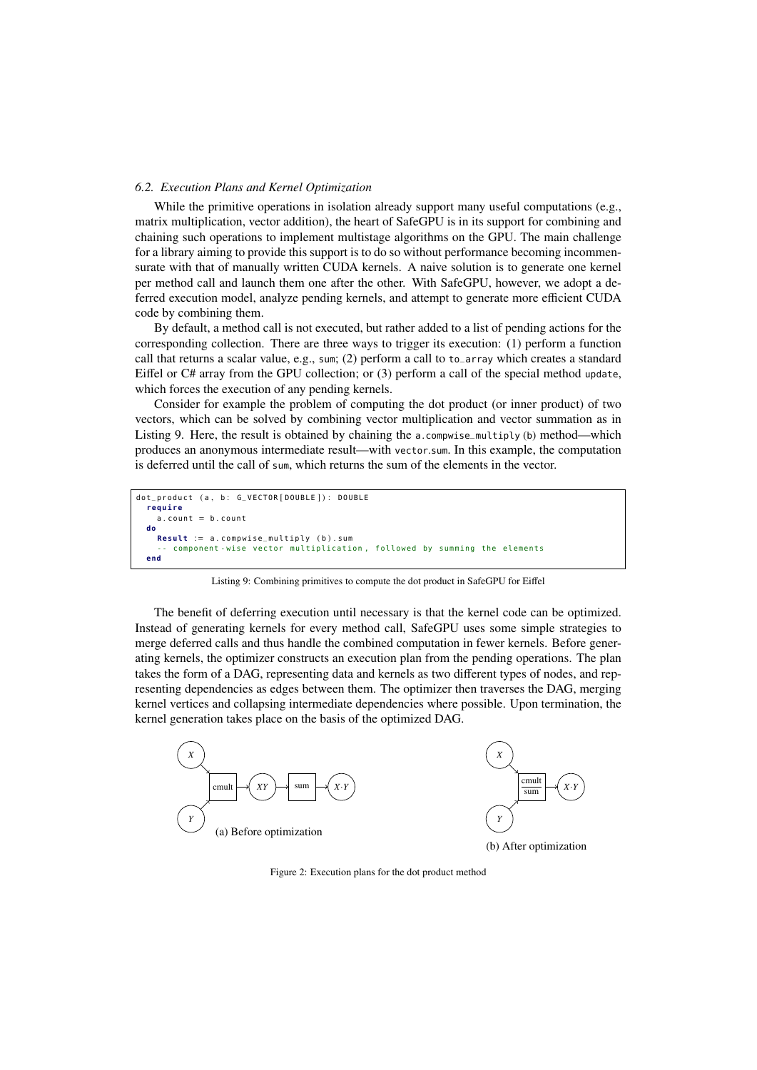### 6.2. Execution Plans and Kernel Optimization

While the primitive operations in isolation already support many useful computations (e.g., matrix multiplication, vector addition), the heart of SafeGPU is in its support for combining and chaining such operations to implement multistage algorithms on the GPU. The main challenge for a library aiming to provide this support is to do so without performance becoming incommensurate with that of manually written CUDA kernels. A naive solution is to generate one kernel per method call and launch them one after the other. With SafeGPU, however, we adopt a deferred execution model, analyze pending kernels, and attempt to generate more efficient CUDA code by combining them.

By default, a method call is not executed, but rather added to a list of pending actions for the corresponding collection. There are three ways to trigger its execution: (1) perform a function call that returns a scalar value, e.g., `sum`; (2) perform a call to `to_array` which creates a standard Eiffel or C# array from the GPU collection; or (3) perform a call of the special method `update`, which forces the execution of any pending kernels.

Consider for example the problem of computing the dot product (or inner product) of two vectors, which can be solved by combining vector multiplication and vector summation as in Listing 9. Here, the result is obtained by chaining the `a.compwise_multiply (b)` method—which produces an anonymous intermediate result—with `vector.sum`. In this example, the computation is deferred until the call of `sum`, which returns the sum of the elements in the vector.

```
dot_product (a, b: G_VECTOR[DOUBLE]): DOUBLE
  require
    a.count = b.count
  do
    Result := a.compwise_multiply (b).sum
    -- component-wise vector multiplication, followed by summing the elements
  end
```

Listing 9: Combining primitives to compute the dot product in SafeGPU for Eiffel

The benefit of deferring execution until necessary is that the kernel code can be optimized. Instead of generating kernels for every method call, SafeGPU uses some simple strategies to merge deferred calls and thus handle the combined computation in fewer kernels. Before generating kernels, the optimizer constructs an execution plan from the pending operations. The plan takes the form of a DAG, representing data and kernels as two different types of nodes, and representing dependencies as edges between them. The optimizer then traverses the DAG, merging kernel vertices and collapsing intermediate dependencies where possible. Upon termination, the kernel generation takes place on the basis of the optimized DAG.

(a) Before optimization

(b) After optimization

Figure 2: Execution plans for the dot product method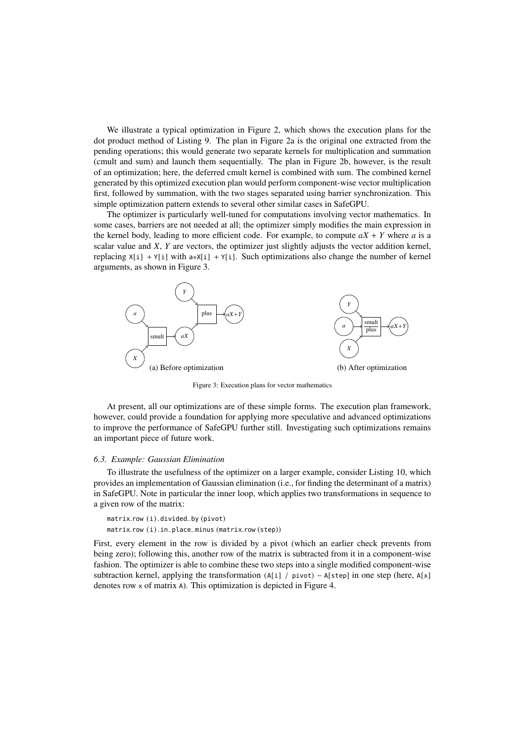We illustrate a typical optimization in Figure 2, which shows the execution plans for the dot product method of Listing 9. The plan in Figure 2a is the original one extracted from the pending operations; this would generate two separate kernels for multiplication and summation (cmult and sum) and launch them sequentially. The plan in Figure 2b, however, is the result of an optimization; here, the deferred cmult kernel is combined with sum. The combined kernel generated by this optimized execution plan would perform component-wise vector multiplication first, followed by summation, with the two stages separated using barrier synchronization. This simple optimization pattern extends to several other similar cases in SafeGPU.

The optimizer is particularly well-tuned for computations involving vector mathematics. In some cases, barriers are not needed at all; the optimizer simply modifies the main expression in the kernel body, leading to more efficient code. For example, to compute $aX + Y$ where $a$ is a scalar value and $X$, $Y$ are vectors, the optimizer just slightly adjusts the vector addition kernel, replacing `X[i] + Y[i]` with `a*X[i] + Y[i]`. Such optimizations also change the number of kernel arguments, as shown in Figure 3.

(a) Before optimization

(b) After optimization

Figure 3: Execution plans for vector mathematics

At present, all our optimizations are of these simple forms. The execution plan framework, however, could provide a foundation for applying more speculative and advanced optimizations to improve the performance of SafeGPU further still. Investigating such optimizations remains an important piece of future work.

### 6.3. Example: Gaussian Elimination

To illustrate the usefulness of the optimizer on a larger example, consider Listing 10, which provides an implementation of Gaussian elimination (i.e., for finding the determinant of a matrix) in SafeGPU. Note in particular the inner loop, which applies two transformations in sequence to a given row of the matrix:

```
matrix.row (i).divided_by (pivot)
matrix.row (i).in_place_minus (matrix.row (step))
```

First, every element in the row is divided by a pivot (which an earlier check prevents from being zero); following this, another row of the matrix is subtracted from it in a component-wise fashion. The optimizer is able to combine these two steps into a single modified component-wise subtraction kernel, applying the transformation `(A[i] / pivot) − A[step]` in one step (here, `A[x]` denotes row `x` of matrix `A`). This optimization is depicted in Figure 4.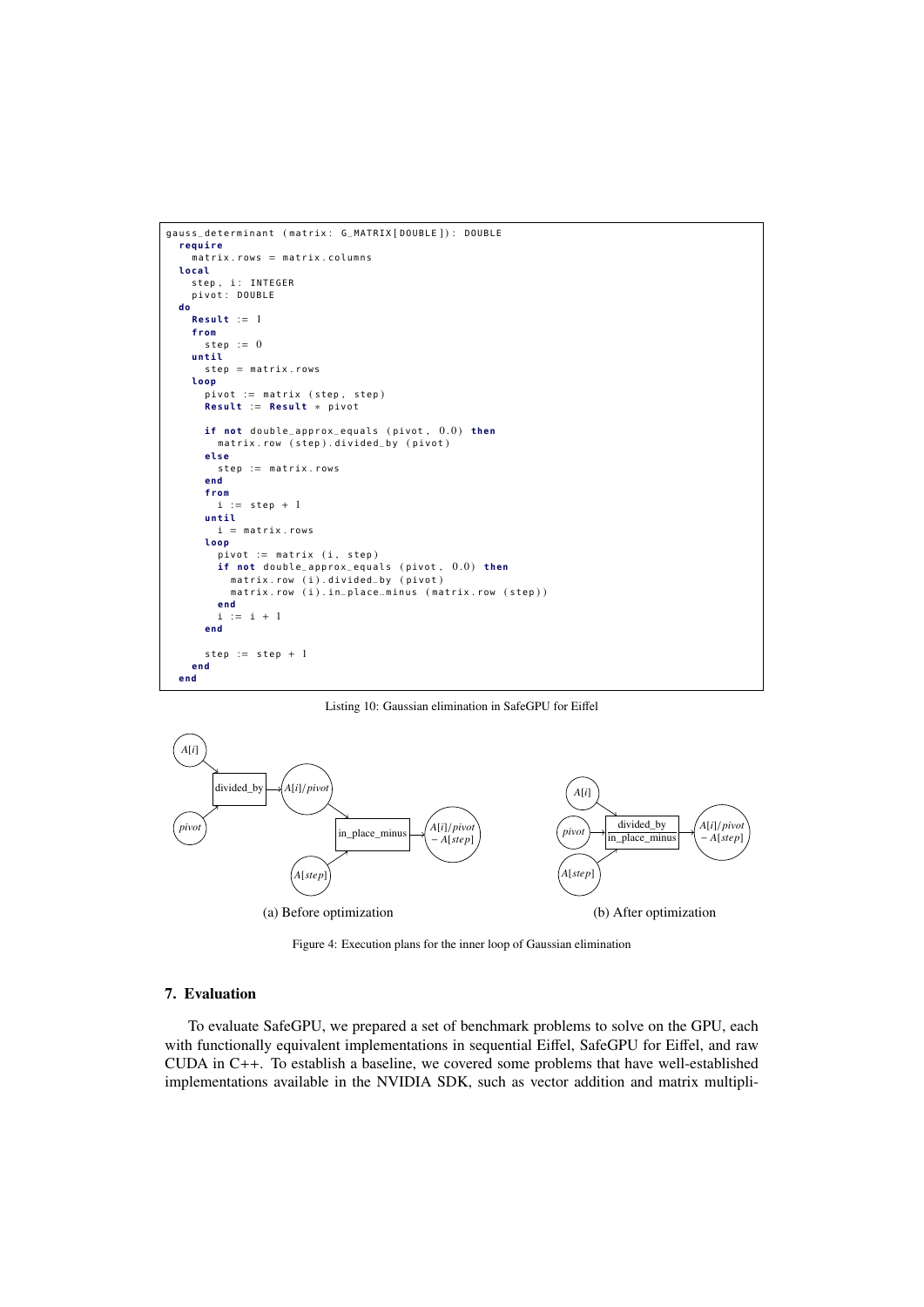```
gauss_determinant (matrix: G_MATRIX[DOUBLE]): DOUBLE
  require
    matrix.rows = matrix.columns
  local
    step, i: INTEGER
    pivot: DOUBLE
  do
    Result := 1
    from
      step := 0
    until
      step = matrix.rows
    loop
      pivot := matrix (step, step)
      Result := Result * pivot

      if not double_approx_equals (pivot, 0.0) then
        matrix.row (step).divided_by (pivot)
      else
        step := matrix.rows
      end
      from
        i := step + 1
      until
        i = matrix.rows
      loop
        pivot := matrix (i, step)
        if not double_approx_equals (pivot, 0.0) then
          matrix.row (i).divided_by (pivot)
          matrix.row (i).in_place_minus (matrix.row (step))
        end
        i := i + 1
      end

      step := step + 1
    end
  end
```

Listing 10: Gaussian elimination in SafeGPU for Eiffel

(a) Before optimization

(b) After optimization

Figure 4: Execution plans for the inner loop of Gaussian elimination

## 7. Evaluation

To evaluate SafeGPU, we prepared a set of benchmark problems to solve on the GPU, each with functionally equivalent implementations in sequential Eiffel, SafeGPU for Eiffel, and raw CUDA in C++. To establish a baseline, we covered some problems that have well-established implementations available in the NVIDIA SDK, such as vector addition and matrix multipli-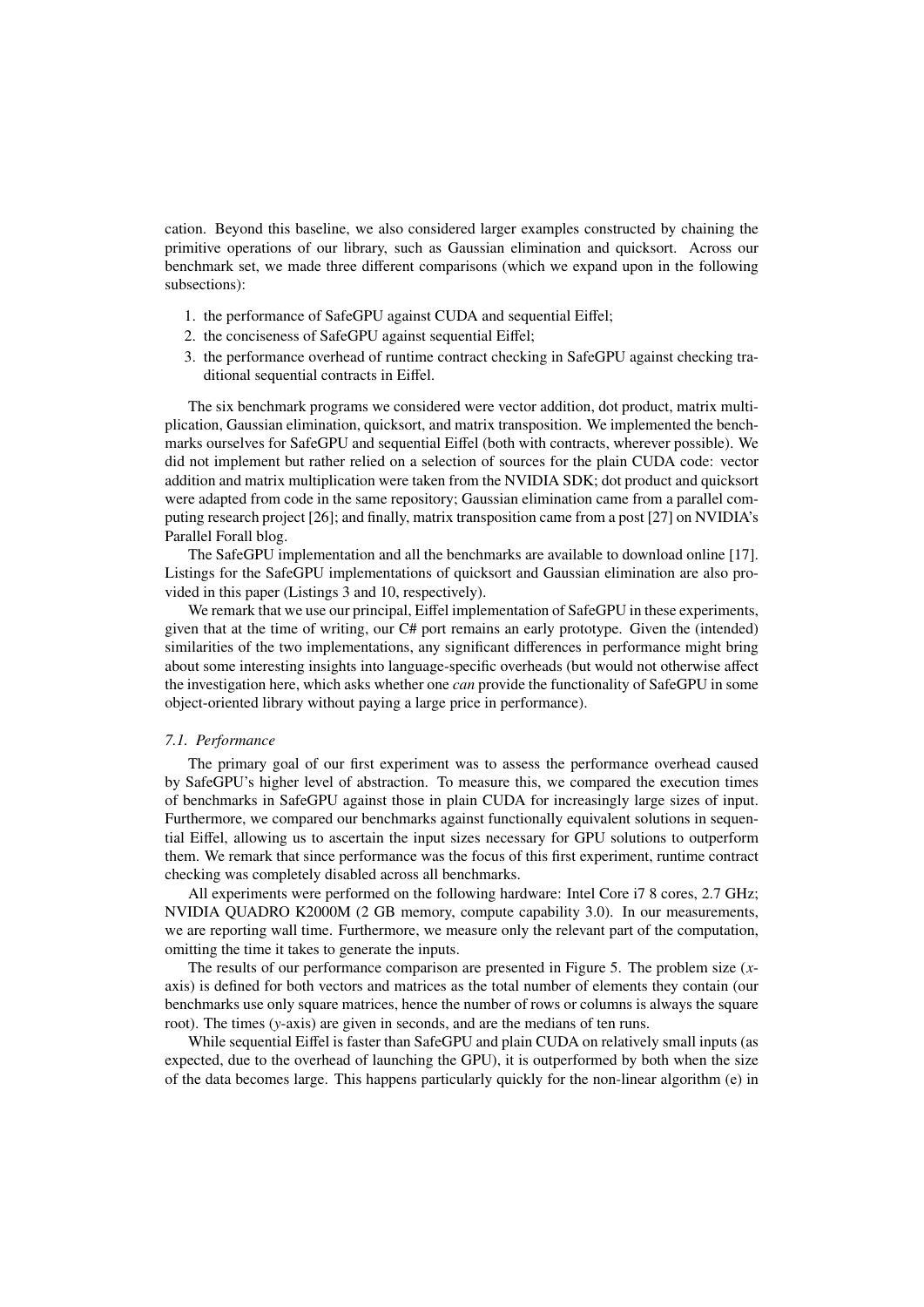cation. Beyond this baseline, we also considered larger examples constructed by chaining the primitive operations of our library, such as Gaussian elimination and quicksort. Across our benchmark set, we made three different comparisons (which we expand upon in the following subsections):

1. the performance of SafeGPU against CUDA and sequential Eiffel;
2. the conciseness of SafeGPU against sequential Eiffel;
3. the performance overhead of runtime contract checking in SafeGPU against checking traditional sequential contracts in Eiffel.

The six benchmark programs we considered were vector addition, dot product, matrix multiplication, Gaussian elimination, quicksort, and matrix transposition. We implemented the benchmarks ourselves for SafeGPU and sequential Eiffel (both with contracts, wherever possible). We did not implement but rather relied on a selection of sources for the plain CUDA code: vector addition and matrix multiplication were taken from the NVIDIA SDK; dot product and quicksort were adapted from code in the same repository; Gaussian elimination came from a parallel computing research project [26]; and finally, matrix transposition came from a post [27] on NVIDIA's Parallel Forall blog.

The SafeGPU implementation and all the benchmarks are available to download online [17]. Listings for the SafeGPU implementations of quicksort and Gaussian elimination are also provided in this paper (Listings 3 and 10, respectively).

We remark that we use our principal, Eiffel implementation of SafeGPU in these experiments, given that at the time of writing, our C# port remains an early prototype. Given the (intended) similarities of the two implementations, any significant differences in performance might bring about some interesting insights into language-specific overheads (but would not otherwise affect the investigation here, which asks whether one *can* provide the functionality of SafeGPU in some object-oriented library without paying a large price in performance).

### 7.1. Performance

The primary goal of our first experiment was to assess the performance overhead caused by SafeGPU's higher level of abstraction. To measure this, we compared the execution times of benchmarks in SafeGPU against those in plain CUDA for increasingly large sizes of input. Furthermore, we compared our benchmarks against functionally equivalent solutions in sequential Eiffel, allowing us to ascertain the input sizes necessary for GPU solutions to outperform them. We remark that since performance was the focus of this first experiment, runtime contract checking was completely disabled across all benchmarks.

All experiments were performed on the following hardware: Intel Core i7 8 cores, 2.7 GHz; NVIDIA QUADRO K2000M (2 GB memory, compute capability 3.0). In our measurements, we are reporting wall time. Furthermore, we measure only the relevant part of the computation, omitting the time it takes to generate the inputs.

The results of our performance comparison are presented in Figure 5. The problem size ($x$-axis) is defined for both vectors and matrices as the total number of elements they contain (our benchmarks use only square matrices, hence the number of rows or columns is always the square root). The times ($y$-axis) are given in seconds, and are the medians of ten runs.

While sequential Eiffel is faster than SafeGPU and plain CUDA on relatively small inputs (as expected, due to the overhead of launching the GPU), it is outperformed by both when the size of the data becomes large. This happens particularly quickly for the non-linear algorithm (e) in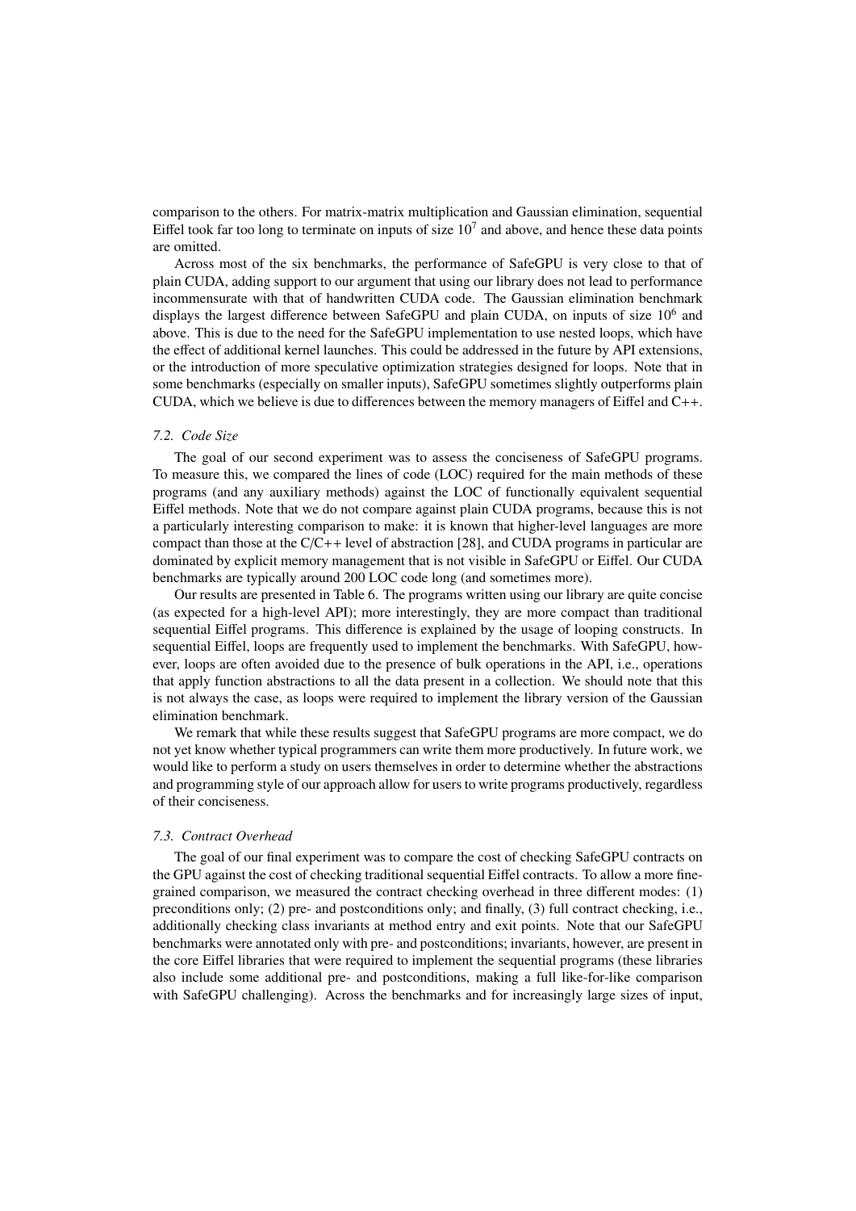comparison to the others. For matrix-matrix multiplication and Gaussian elimination, sequential Eiffel took far too long to terminate on inputs of size $10^7$ and above, and hence these data points are omitted.

Across most of the six benchmarks, the performance of SafeGPU is very close to that of plain CUDA, adding support to our argument that using our library does not lead to performance incommensurate with that of handwritten CUDA code. The Gaussian elimination benchmark displays the largest difference between SafeGPU and plain CUDA, on inputs of size $10^6$ and above. This is due to the need for the SafeGPU implementation to use nested loops, which have the effect of additional kernel launches. This could be addressed in the future by API extensions, or the introduction of more speculative optimization strategies designed for loops. Note that in some benchmarks (especially on smaller inputs), SafeGPU sometimes slightly outperforms plain CUDA, which we believe is due to differences between the memory managers of Eiffel and C++.

### *7.2. Code Size*

The goal of our second experiment was to assess the conciseness of SafeGPU programs. To measure this, we compared the lines of code (LOC) required for the main methods of these programs (and any auxiliary methods) against the LOC of functionally equivalent sequential Eiffel methods. Note that we do not compare against plain CUDA programs, because this is not a particularly interesting comparison to make: it is known that higher-level languages are more compact than those at the C/C++ level of abstraction [28], and CUDA programs in particular are dominated by explicit memory management that is not visible in SafeGPU or Eiffel. Our CUDA benchmarks are typically around 200 LOC code long (and sometimes more).

Our results are presented in Table 6. The programs written using our library are quite concise (as expected for a high-level API); more interestingly, they are more compact than traditional sequential Eiffel programs. This difference is explained by the usage of looping constructs. In sequential Eiffel, loops are frequently used to implement the benchmarks. With SafeGPU, however, loops are often avoided due to the presence of bulk operations in the API, i.e., operations that apply function abstractions to all the data present in a collection. We should note that this is not always the case, as loops were required to implement the library version of the Gaussian elimination benchmark.

We remark that while these results suggest that SafeGPU programs are more compact, we do not yet know whether typical programmers can write them more productively. In future work, we would like to perform a study on users themselves in order to determine whether the abstractions and programming style of our approach allow for users to write programs productively, regardless of their conciseness.

### *7.3. Contract Overhead*

The goal of our final experiment was to compare the cost of checking SafeGPU contracts on the GPU against the cost of checking traditional sequential Eiffel contracts. To allow a more fine-grained comparison, we measured the contract checking overhead in three different modes: (1) preconditions only; (2) pre- and postconditions only; and finally, (3) full contract checking, i.e., additionally checking class invariants at method entry and exit points. Note that our SafeGPU benchmarks were annotated only with pre- and postconditions; invariants, however, are present in the core Eiffel libraries that were required to implement the sequential programs (these libraries also include some additional pre- and postconditions, making a full like-for-like comparison with SafeGPU challenging). Across the benchmarks and for increasingly large sizes of input,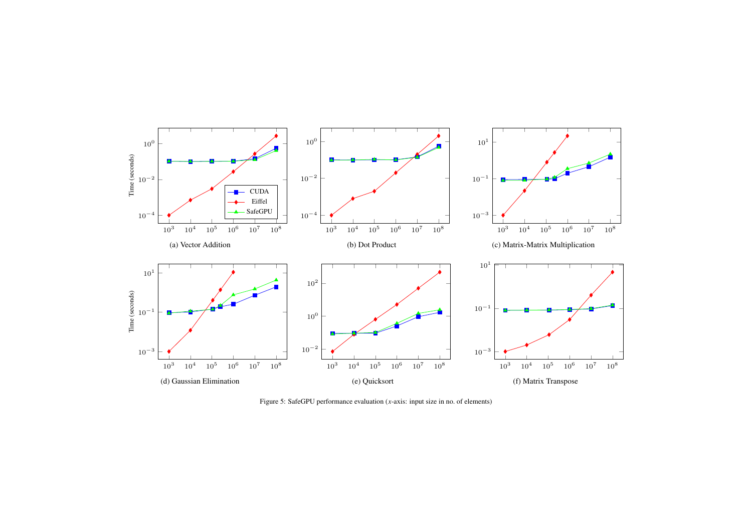(a) Vector Addition

(b) Dot Product

(c) Matrix-Matrix Multiplication

(d) Gaussian Elimination

(e) Quicksort

(f) Matrix Transpose

Figure 5: SafeGPU performance evaluation ($x$-axis: input size in no. of elements)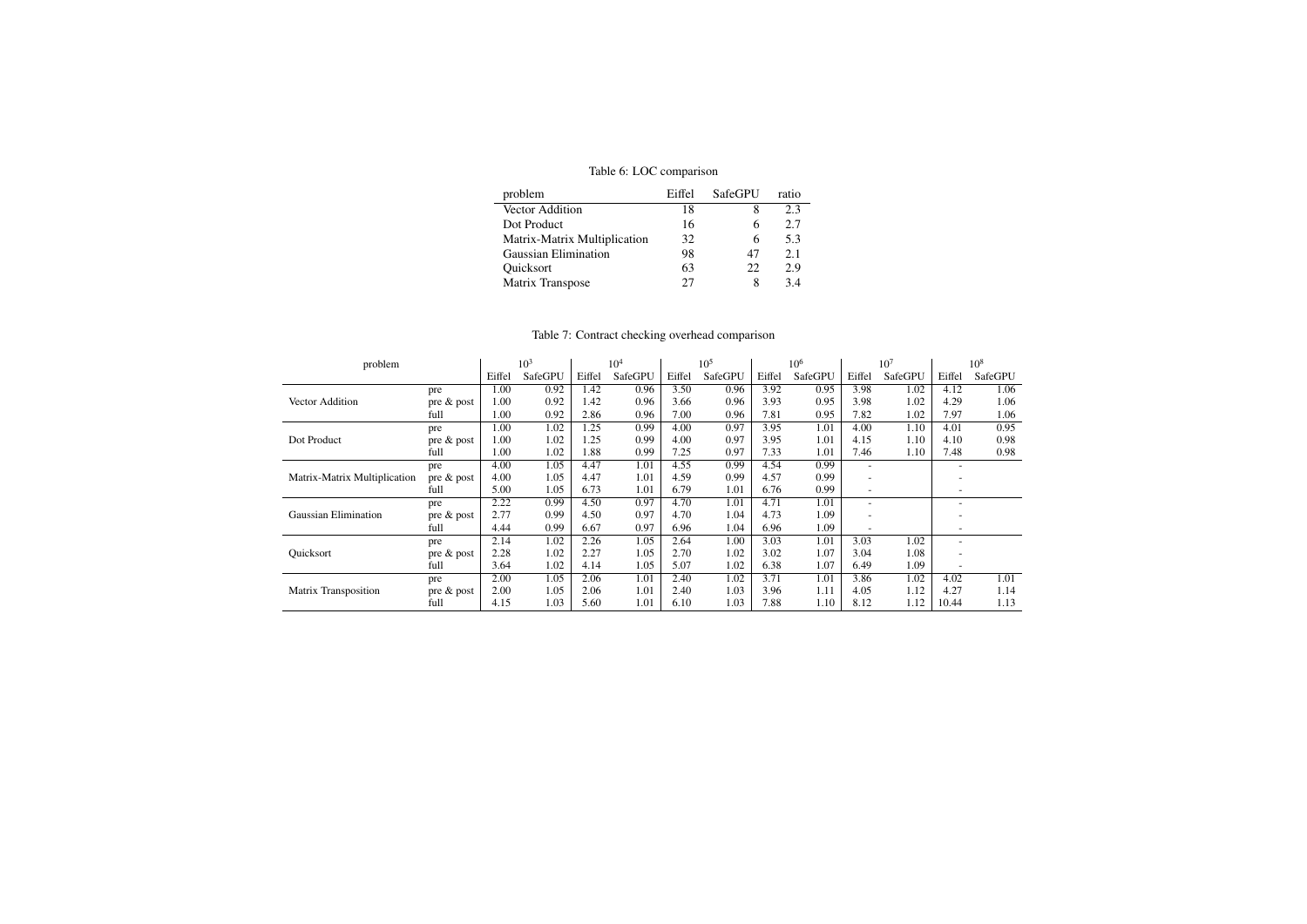Table 6: LOC comparison

| problem | Eiffel | SafeGPU | ratio |
|---|---|---|---|
| Vector Addition | 18 | 8 | 2.3 |
| Dot Product | 16 | 6 | 2.7 |
| Matrix-Matrix Multiplication | 32 | 6 | 5.3 |
| Gaussian Elimination | 98 | 47 | 2.1 |
| Quicksort | 63 | 22 | 2.9 |
| Matrix Transpose | 27 | 8 | 3.4 |

Table 7: Contract checking overhead comparison

| problem | | $10^3$ | | $10^4$ | | $10^5$ | | $10^6$ | | $10^7$ | | $10^8$ | |
|---|---|---|---|---|---|---|---|---|---|---|---|---|---|
| | | Eiffel | SafeGPU | Eiffel | SafeGPU | Eiffel | SafeGPU | Eiffel | SafeGPU | Eiffel | SafeGPU | Eiffel | SafeGPU |
| Vector Addition | pre | 1.00 | 0.92 | 1.42 | 0.96 | 3.50 | 0.96 | 3.92 | 0.95 | 3.98 | 1.02 | 4.12 | 1.06 |
| | pre & post | 1.00 | 0.92 | 1.42 | 0.96 | 3.66 | 0.96 | 3.93 | 0.95 | 3.98 | 1.02 | 4.29 | 1.06 |
| | full | 1.00 | 0.92 | 2.86 | 0.96 | 7.00 | 0.96 | 7.81 | 0.95 | 7.82 | 1.02 | 7.97 | 1.06 |
| Dot Product | pre | 1.00 | 1.02 | 1.25 | 0.99 | 4.00 | 0.97 | 3.95 | 1.01 | 4.00 | 1.10 | 4.01 | 0.95 |
| | pre & post | 1.00 | 1.02 | 1.25 | 0.99 | 4.00 | 0.97 | 3.95 | 1.01 | 4.15 | 1.10 | 4.10 | 0.98 |
| | full | 1.00 | 1.02 | 1.88 | 0.99 | 7.25 | 0.97 | 7.33 | 1.01 | 7.46 | 1.10 | 7.48 | 0.98 |
| Matrix-Matrix Multiplication | pre | 4.00 | 1.05 | 4.47 | 1.01 | 4.55 | 0.99 | 4.54 | 0.99 | - | | - | |
| | pre & post | 4.00 | 1.05 | 4.47 | 1.01 | 4.59 | 0.99 | 4.57 | 0.99 | - | | - | |
| | full | 5.00 | 1.05 | 6.73 | 1.01 | 6.79 | 1.01 | 6.76 | 0.99 | - | | - | |
| Gaussian Elimination | pre | 2.22 | 0.99 | 4.50 | 0.97 | 4.70 | 1.01 | 4.71 | 1.01 | - | | - | |
| | pre & post | 2.77 | 0.99 | 4.50 | 0.97 | 4.70 | 1.04 | 4.73 | 1.09 | - | | - | |
| | full | 4.44 | 0.99 | 6.67 | 0.97 | 6.96 | 1.04 | 6.96 | 1.09 | - | | - | |
| Quicksort | pre | 2.14 | 1.02 | 2.26 | 1.05 | 2.64 | 1.00 | 3.03 | 1.01 | 3.03 | 1.02 | - | |
| | pre & post | 2.28 | 1.02 | 2.27 | 1.05 | 2.70 | 1.02 | 3.02 | 1.07 | 3.04 | 1.08 | - | |
| | full | 3.64 | 1.02 | 4.14 | 1.05 | 5.07 | 1.02 | 6.38 | 1.07 | 6.49 | 1.09 | - | |
| Matrix Transposition | pre | 2.00 | 1.05 | 2.06 | 1.01 | 2.40 | 1.02 | 3.71 | 1.01 | 3.86 | 1.02 | 4.02 | 1.01 |
| | pre & post | 2.00 | 1.05 | 2.06 | 1.01 | 2.40 | 1.03 | 3.96 | 1.11 | 4.05 | 1.12 | 4.27 | 1.14 |
| | full | 4.15 | 1.03 | 5.60 | 1.01 | 6.10 | 1.03 | 7.88 | 1.10 | 8.12 | 1.12 | 10.44 | 1.13 |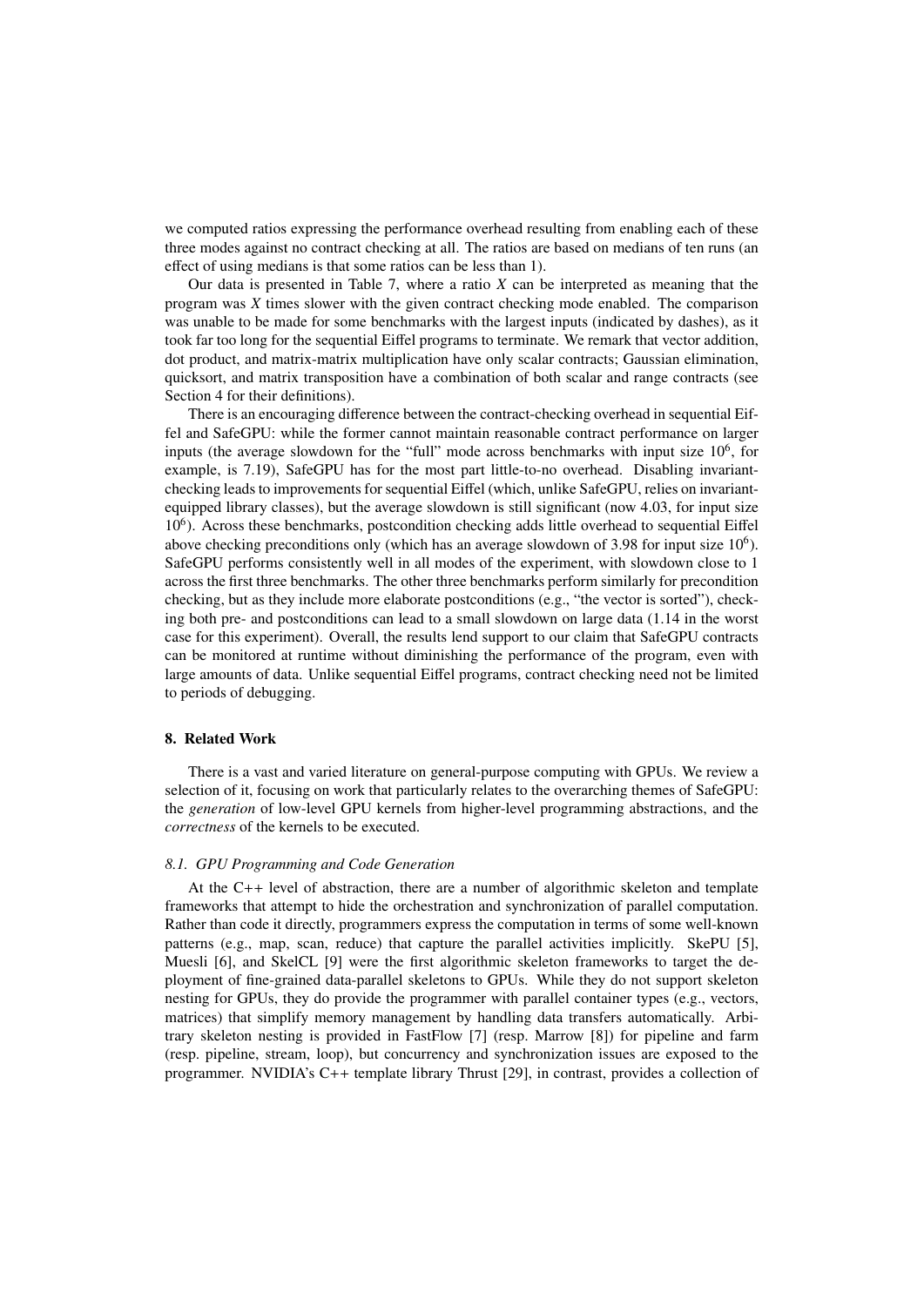we computed ratios expressing the performance overhead resulting from enabling each of these three modes against no contract checking at all. The ratios are based on medians of ten runs (an effect of using medians is that some ratios can be less than 1).

Our data is presented in Table 7, where a ratio $X$ can be interpreted as meaning that the program was $X$ times slower with the given contract checking mode enabled. The comparison was unable to be made for some benchmarks with the largest inputs (indicated by dashes), as it took far too long for the sequential Eiffel programs to terminate. We remark that vector addition, dot product, and matrix-matrix multiplication have only scalar contracts; Gaussian elimination, quicksort, and matrix transposition have a combination of both scalar and range contracts (see Section 4 for their definitions).

There is an encouraging difference between the contract-checking overhead in sequential Eiffel and SafeGPU: while the former cannot maintain reasonable contract performance on larger inputs (the average slowdown for the "full" mode across benchmarks with input size $10^6$, for example, is 7.19), SafeGPU has for the most part little-to-no overhead. Disabling invariant-checking leads to improvements for sequential Eiffel (which, unlike SafeGPU, relies on invariant-equipped library classes), but the average slowdown is still significant (now 4.03, for input size $10^6$). Across these benchmarks, postcondition checking adds little overhead to sequential Eiffel above checking preconditions only (which has an average slowdown of 3.98 for input size $10^6$). SafeGPU performs consistently well in all modes of the experiment, with slowdown close to 1 across the first three benchmarks. The other three benchmarks perform similarly for precondition checking, but as they include more elaborate postconditions (e.g., "the vector is sorted"), checking both pre- and postconditions can lead to a small slowdown on large data (1.14 in the worst case for this experiment). Overall, the results lend support to our claim that SafeGPU contracts can be monitored at runtime without diminishing the performance of the program, even with large amounts of data. Unlike sequential Eiffel programs, contract checking need not be limited to periods of debugging.

## 8. Related Work

There is a vast and varied literature on general-purpose computing with GPUs. We review a selection of it, focusing on work that particularly relates to the overarching themes of SafeGPU: the *generation* of low-level GPU kernels from higher-level programming abstractions, and the *correctness* of the kernels to be executed.

### *8.1. GPU Programming and Code Generation*

At the C++ level of abstraction, there are a number of algorithmic skeleton and template frameworks that attempt to hide the orchestration and synchronization of parallel computation. Rather than code it directly, programmers express the computation in terms of some well-known patterns (e.g., map, scan, reduce) that capture the parallel activities implicitly. SkePU [5], Muesli [6], and SkelCL [9] were the first algorithmic skeleton frameworks to target the deployment of fine-grained data-parallel skeletons to GPUs. While they do not support skeleton nesting for GPUs, they do provide the programmer with parallel container types (e.g., vectors, matrices) that simplify memory management by handling data transfers automatically. Arbitrary skeleton nesting is provided in FastFlow [7] (resp. Marrow [8]) for pipeline and farm (resp. pipeline, stream, loop), but concurrency and synchronization issues are exposed to the programmer. NVIDIA's C++ template library Thrust [29], in contrast, provides a collection of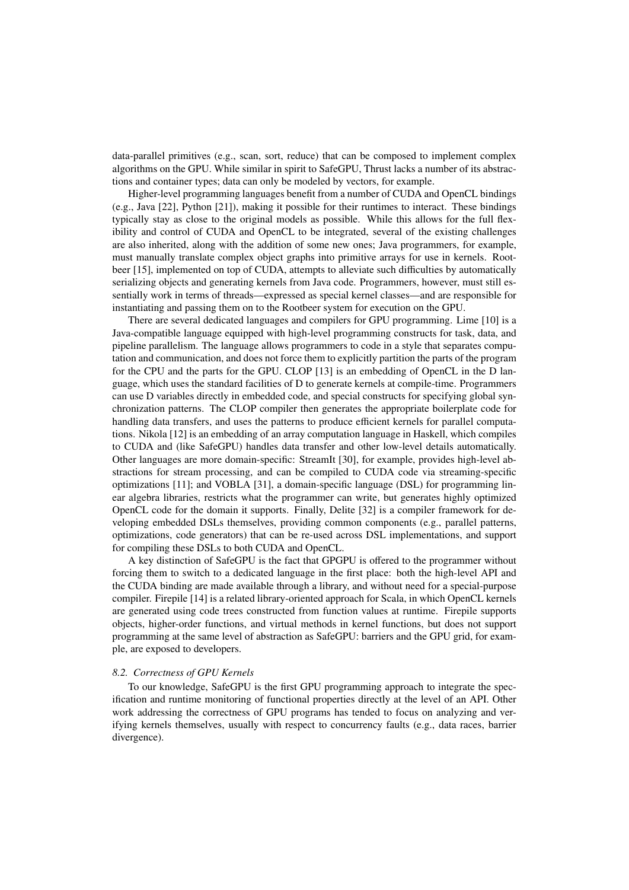data-parallel primitives (e.g., scan, sort, reduce) that can be composed to implement complex algorithms on the GPU. While similar in spirit to SafeGPU, Thrust lacks a number of its abstractions and container types; data can only be modeled by vectors, for example.

Higher-level programming languages benefit from a number of CUDA and OpenCL bindings (e.g., Java [22], Python [21]), making it possible for their runtimes to interact. These bindings typically stay as close to the original models as possible. While this allows for the full flexibility and control of CUDA and OpenCL to be integrated, several of the existing challenges are also inherited, along with the addition of some new ones; Java programmers, for example, must manually translate complex object graphs into primitive arrays for use in kernels. Rootbeer [15], implemented on top of CUDA, attempts to alleviate such difficulties by automatically serializing objects and generating kernels from Java code. Programmers, however, must still essentially work in terms of threads—expressed as special kernel classes—and are responsible for instantiating and passing them on to the Rootbeer system for execution on the GPU.

There are several dedicated languages and compilers for GPU programming. Lime [10] is a Java-compatible language equipped with high-level programming constructs for task, data, and pipeline parallelism. The language allows programmers to code in a style that separates computation and communication, and does not force them to explicitly partition the parts of the program for the CPU and the parts for the GPU. CLOP [13] is an embedding of OpenCL in the D language, which uses the standard facilities of D to generate kernels at compile-time. Programmers can use D variables directly in embedded code, and special constructs for specifying global synchronization patterns. The CLOP compiler then generates the appropriate boilerplate code for handling data transfers, and uses the patterns to produce efficient kernels for parallel computations. Nikola [12] is an embedding of an array computation language in Haskell, which compiles to CUDA and (like SafeGPU) handles data transfer and other low-level details automatically. Other languages are more domain-specific: StreamIt [30], for example, provides high-level abstractions for stream processing, and can be compiled to CUDA code via streaming-specific optimizations [11]; and VOBLA [31], a domain-specific language (DSL) for programming linear algebra libraries, restricts what the programmer can write, but generates highly optimized OpenCL code for the domain it supports. Finally, Delite [32] is a compiler framework for developing embedded DSLs themselves, providing common components (e.g., parallel patterns, optimizations, code generators) that can be re-used across DSL implementations, and support for compiling these DSLs to both CUDA and OpenCL.

A key distinction of SafeGPU is the fact that GPGPU is offered to the programmer without forcing them to switch to a dedicated language in the first place: both the high-level API and the CUDA binding are made available through a library, and without need for a special-purpose compiler. Firepile [14] is a related library-oriented approach for Scala, in which OpenCL kernels are generated using code trees constructed from function values at runtime. Firepile supports objects, higher-order functions, and virtual methods in kernel functions, but does not support programming at the same level of abstraction as SafeGPU: barriers and the GPU grid, for example, are exposed to developers.

### *8.2. Correctness of GPU Kernels*

To our knowledge, SafeGPU is the first GPU programming approach to integrate the specification and runtime monitoring of functional properties directly at the level of an API. Other work addressing the correctness of GPU programs has tended to focus on analyzing and verifying kernels themselves, usually with respect to concurrency faults (e.g., data races, barrier divergence).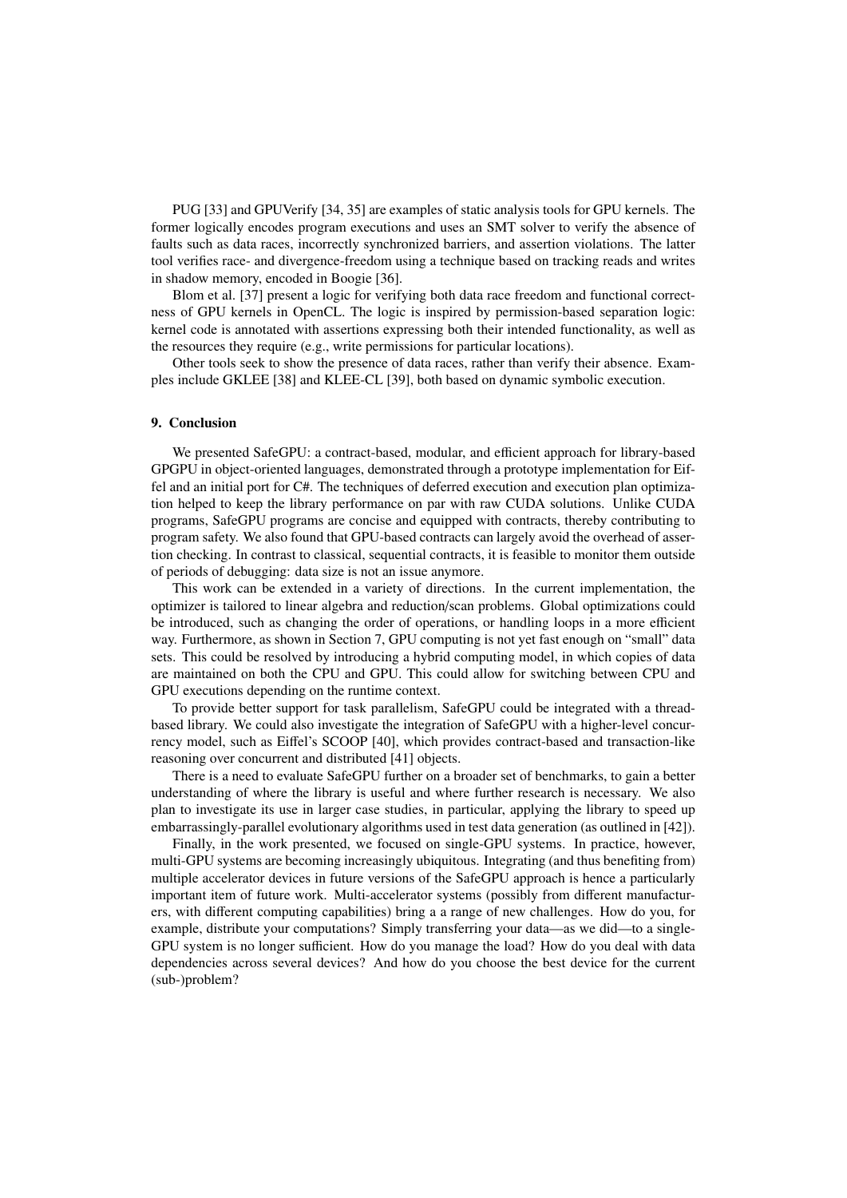PUG [33] and GPUVerify [34, 35] are examples of static analysis tools for GPU kernels. The former logically encodes program executions and uses an SMT solver to verify the absence of faults such as data races, incorrectly synchronized barriers, and assertion violations. The latter tool verifies race- and divergence-freedom using a technique based on tracking reads and writes in shadow memory, encoded in Boogie [36].

Blom et al. [37] present a logic for verifying both data race freedom and functional correctness of GPU kernels in OpenCL. The logic is inspired by permission-based separation logic: kernel code is annotated with assertions expressing both their intended functionality, as well as the resources they require (e.g., write permissions for particular locations).

Other tools seek to show the presence of data races, rather than verify their absence. Examples include GKLEE [38] and KLEE-CL [39], both based on dynamic symbolic execution.

## 9. Conclusion

We presented SafeGPU: a contract-based, modular, and efficient approach for library-based GPGPU in object-oriented languages, demonstrated through a prototype implementation for Eiffel and an initial port for C#. The techniques of deferred execution and execution plan optimization helped to keep the library performance on par with raw CUDA solutions. Unlike CUDA programs, SafeGPU programs are concise and equipped with contracts, thereby contributing to program safety. We also found that GPU-based contracts can largely avoid the overhead of assertion checking. In contrast to classical, sequential contracts, it is feasible to monitor them outside of periods of debugging: data size is not an issue anymore.

This work can be extended in a variety of directions. In the current implementation, the optimizer is tailored to linear algebra and reduction/scan problems. Global optimizations could be introduced, such as changing the order of operations, or handling loops in a more efficient way. Furthermore, as shown in Section 7, GPU computing is not yet fast enough on "small" data sets. This could be resolved by introducing a hybrid computing model, in which copies of data are maintained on both the CPU and GPU. This could allow for switching between CPU and GPU executions depending on the runtime context.

To provide better support for task parallelism, SafeGPU could be integrated with a thread-based library. We could also investigate the integration of SafeGPU with a higher-level concurrency model, such as Eiffel's SCOOP [40], which provides contract-based and transaction-like reasoning over concurrent and distributed [41] objects.

There is a need to evaluate SafeGPU further on a broader set of benchmarks, to gain a better understanding of where the library is useful and where further research is necessary. We also plan to investigate its use in larger case studies, in particular, applying the library to speed up embarrassingly-parallel evolutionary algorithms used in test data generation (as outlined in [42]).

Finally, in the work presented, we focused on single-GPU systems. In practice, however, multi-GPU systems are becoming increasingly ubiquitous. Integrating (and thus benefiting from) multiple accelerator devices in future versions of the SafeGPU approach is hence a particularly important item of future work. Multi-accelerator systems (possibly from different manufacturers, with different computing capabilities) bring a a range of new challenges. How do you, for example, distribute your computations? Simply transferring your data—as we did—to a single-GPU system is no longer sufficient. How do you manage the load? How do you deal with data dependencies across several devices? And how do you choose the best device for the current (sub-)problem?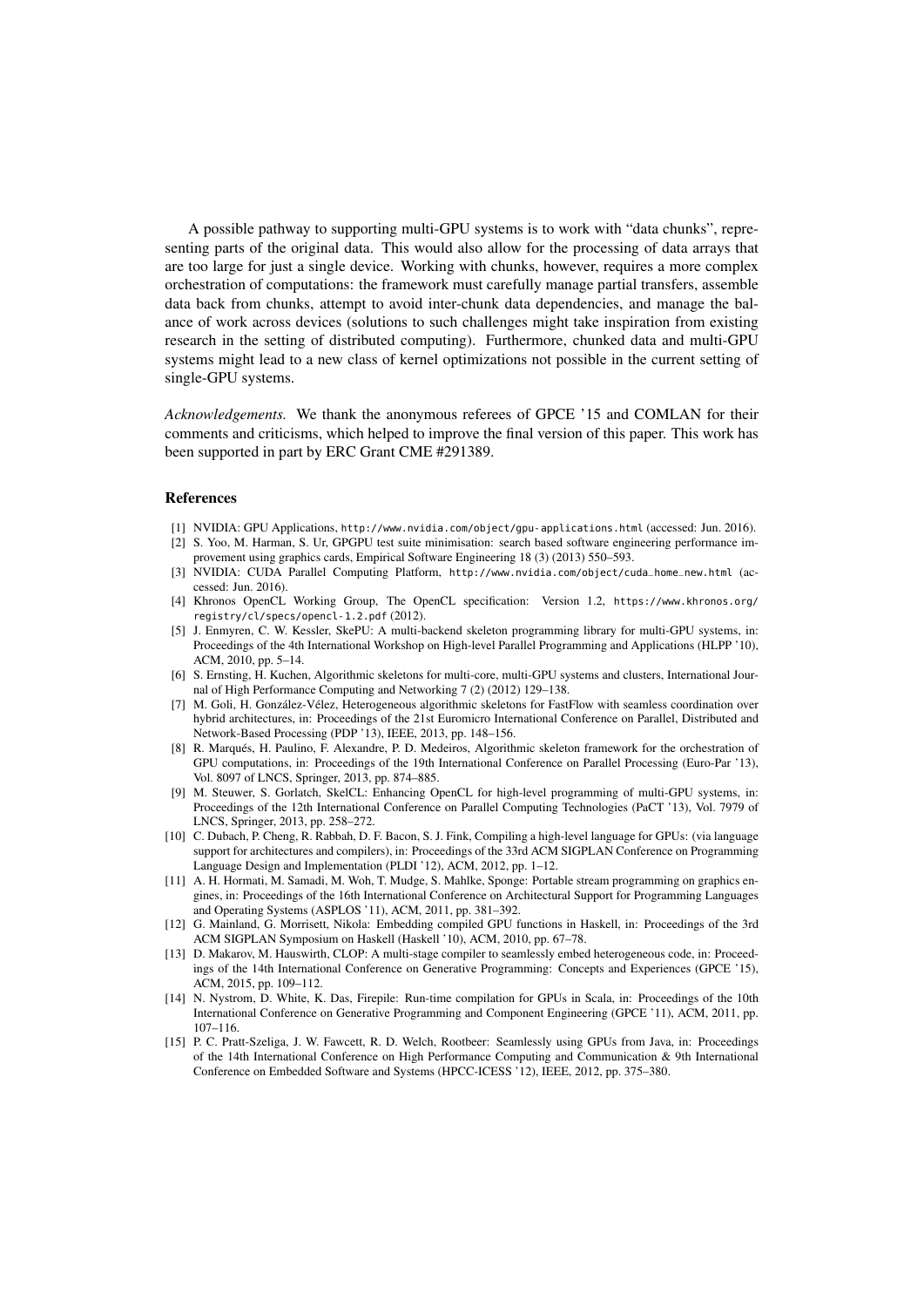A possible pathway to supporting multi-GPU systems is to work with "data chunks", representing parts of the original data. This would also allow for the processing of data arrays that are too large for just a single device. Working with chunks, however, requires a more complex orchestration of computations: the framework must carefully manage partial transfers, assemble data back from chunks, attempt to avoid inter-chunk data dependencies, and manage the balance of work across devices (solutions to such challenges might take inspiration from existing research in the setting of distributed computing). Furthermore, chunked data and multi-GPU systems might lead to a new class of kernel optimizations not possible in the current setting of single-GPU systems.

*Acknowledgements.* We thank the anonymous referees of GPCE '15 and COMLAN for their comments and criticisms, which helped to improve the final version of this paper. This work has been supported in part by ERC Grant CME #291389.

## References

[1] NVIDIA: GPU Applications, http://www.nvidia.com/object/gpu-applications.html (accessed: Jun. 2016).

[2] S. Yoo, M. Harman, S. Ur, GPGPU test suite minimisation: search based software engineering performance improvement using graphics cards, Empirical Software Engineering 18 (3) (2013) 550–593.

[3] NVIDIA: CUDA Parallel Computing Platform, http://www.nvidia.com/object/cuda_home_new.html (accessed: Jun. 2016).

[4] Khronos OpenCL Working Group, The OpenCL specification: Version 1.2, https://www.khronos.org/registry/cl/specs/opencl-1.2.pdf (2012).

[5] J. Enmyren, C. W. Kessler, SkePU: A multi-backend skeleton programming library for multi-GPU systems, in: Proceedings of the 4th International Workshop on High-level Parallel Programming and Applications (HLPP '10), ACM, 2010, pp. 5–14.

[6] S. Ernsting, H. Kuchen, Algorithmic skeletons for multi-core, multi-GPU systems and clusters, International Journal of High Performance Computing and Networking 7 (2) (2012) 129–138.

[7] M. Goli, H. González-Vélez, Heterogeneous algorithmic skeletons for FastFlow with seamless coordination over hybrid architectures, in: Proceedings of the 21st Euromicro International Conference on Parallel, Distributed and Network-Based Processing (PDP '13), IEEE, 2013, pp. 148–156.

[8] R. Marqués, H. Paulino, F. Alexandre, P. D. Medeiros, Algorithmic skeleton framework for the orchestration of GPU computations, in: Proceedings of the 19th International Conference on Parallel Processing (Euro-Par '13), Vol. 8097 of LNCS, Springer, 2013, pp. 874–885.

[9] M. Steuwer, S. Gorlatch, SkelCL: Enhancing OpenCL for high-level programming of multi-GPU systems, in: Proceedings of the 12th International Conference on Parallel Computing Technologies (PaCT '13), Vol. 7979 of LNCS, Springer, 2013, pp. 258–272.

[10] C. Dubach, P. Cheng, R. Rabbah, D. F. Bacon, S. J. Fink, Compiling a high-level language for GPUs: (via language support for architectures and compilers), in: Proceedings of the 33rd ACM SIGPLAN Conference on Programming Language Design and Implementation (PLDI '12), ACM, 2012, pp. 1–12.

[11] A. H. Hormati, M. Samadi, M. Woh, T. Mudge, S. Mahlke, Sponge: Portable stream programming on graphics engines, in: Proceedings of the 16th International Conference on Architectural Support for Programming Languages and Operating Systems (ASPLOS '11), ACM, 2011, pp. 381–392.

[12] G. Mainland, G. Morrisett, Nikola: Embedding compiled GPU functions in Haskell, in: Proceedings of the 3rd ACM SIGPLAN Symposium on Haskell (Haskell '10), ACM, 2010, pp. 67–78.

[13] D. Makarov, M. Hauswirth, CLOP: A multi-stage compiler to seamlessly embed heterogeneous code, in: Proceedings of the 14th International Conference on Generative Programming: Concepts and Experiences (GPCE '15), ACM, 2015, pp. 109–112.

[14] N. Nystrom, D. White, K. Das, Firepile: Run-time compilation for GPUs in Scala, in: Proceedings of the 10th International Conference on Generative Programming and Component Engineering (GPCE '11), ACM, 2011, pp. 107–116.

[15] P. C. Pratt-Szeliga, J. W. Fawcett, R. D. Welch, Rootbeer: Seamlessly using GPUs from Java, in: Proceedings of the 14th International Conference on High Performance Computing and Communication & 9th International Conference on Embedded Software and Systems (HPCC-ICESS '12), IEEE, 2012, pp. 375–380.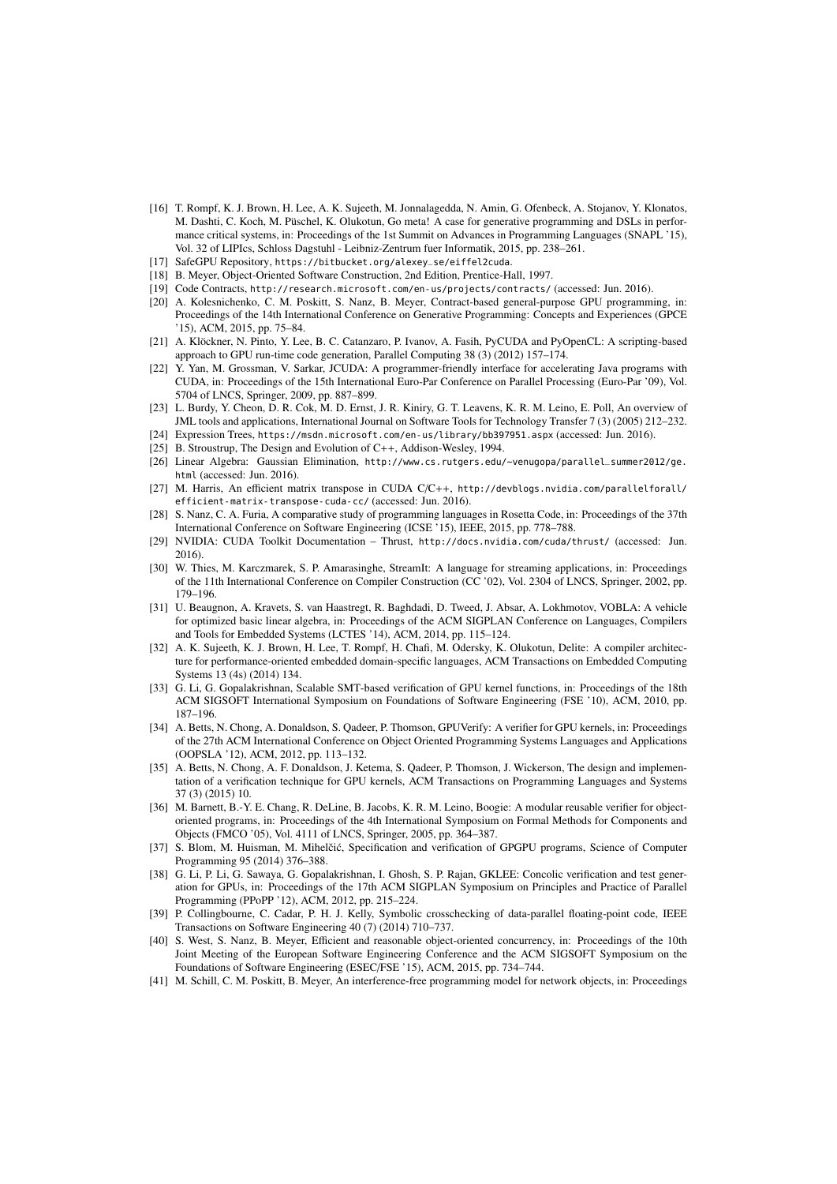[16] T. Rompf, K. J. Brown, H. Lee, A. K. Sujeeth, M. Jonnalagedda, N. Amin, G. Ofenbeck, A. Stojanov, Y. Klonatos, M. Dashti, C. Koch, M. Püschel, K. Olukotun, Go meta! A case for generative programming and DSLs in performance critical systems, in: Proceedings of the 1st Summit on Advances in Programming Languages (SNAPL '15), Vol. 32 of LIPIcs, Schloss Dagstuhl - Leibniz-Zentrum fuer Informatik, 2015, pp. 238–261.

[17] SafeGPU Repository, https://bitbucket.org/alexey_se/eiffel2cuda.

[18] B. Meyer, Object-Oriented Software Construction, 2nd Edition, Prentice-Hall, 1997.

[19] Code Contracts, http://research.microsoft.com/en-us/projects/contracts/ (accessed: Jun. 2016).

[20] A. Kolesnichenko, C. M. Poskitt, S. Nanz, B. Meyer, Contract-based general-purpose GPU programming, in: Proceedings of the 14th International Conference on Generative Programming: Concepts and Experiences (GPCE '15), ACM, 2015, pp. 75–84.

[21] A. Klöckner, N. Pinto, Y. Lee, B. C. Catanzaro, P. Ivanov, A. Fasih, PyCUDA and PyOpenCL: A scripting-based approach to GPU run-time code generation, Parallel Computing 38 (3) (2012) 157–174.

[22] Y. Yan, M. Grossman, V. Sarkar, JCUDA: A programmer-friendly interface for accelerating Java programs with CUDA, in: Proceedings of the 15th International Euro-Par Conference on Parallel Processing (Euro-Par '09), Vol. 5704 of LNCS, Springer, 2009, pp. 887–899.

[23] L. Burdy, Y. Cheon, D. R. Cok, M. D. Ernst, J. R. Kiniry, G. T. Leavens, K. R. M. Leino, E. Poll, An overview of JML tools and applications, International Journal on Software Tools for Technology Transfer 7 (3) (2005) 212–232.

[24] Expression Trees, https://msdn.microsoft.com/en-us/library/bb397951.aspx (accessed: Jun. 2016).

[25] B. Stroustrup, The Design and Evolution of C++, Addison-Wesley, 1994.

[26] Linear Algebra: Gaussian Elimination, http://www.cs.rutgers.edu/~venugopa/parallel_summer2012/ge.html (accessed: Jun. 2016).

[27] M. Harris, An efficient matrix transpose in CUDA C/C++, http://devblogs.nvidia.com/parallelforall/efficient-matrix-transpose-cuda-cc/ (accessed: Jun. 2016).

[28] S. Nanz, C. A. Furia, A comparative study of programming languages in Rosetta Code, in: Proceedings of the 37th International Conference on Software Engineering (ICSE '15), IEEE, 2015, pp. 778–788.

[29] NVIDIA: CUDA Toolkit Documentation – Thrust, http://docs.nvidia.com/cuda/thrust/ (accessed: Jun. 2016).

[30] W. Thies, M. Karczmarek, S. P. Amarasinghe, StreamIt: A language for streaming applications, in: Proceedings of the 11th International Conference on Compiler Construction (CC '02), Vol. 2304 of LNCS, Springer, 2002, pp. 179–196.

[31] U. Beaugnon, A. Kravets, S. van Haastregt, R. Baghdadi, D. Tweed, J. Absar, A. Lokhmotov, VOBLA: A vehicle for optimized basic linear algebra, in: Proceedings of the ACM SIGPLAN Conference on Languages, Compilers and Tools for Embedded Systems (LCTES '14), ACM, 2014, pp. 115–124.

[32] A. K. Sujeeth, K. J. Brown, H. Lee, T. Rompf, H. Chafi, M. Odersky, K. Olukotun, Delite: A compiler architecture for performance-oriented embedded domain-specific languages, ACM Transactions on Embedded Computing Systems 13 (4s) (2014) 134.

[33] G. Li, G. Gopalakrishnan, Scalable SMT-based verification of GPU kernel functions, in: Proceedings of the 18th ACM SIGSOFT International Symposium on Foundations of Software Engineering (FSE '10), ACM, 2010, pp. 187–196.

[34] A. Betts, N. Chong, A. Donaldson, S. Qadeer, P. Thomson, GPUVerify: A verifier for GPU kernels, in: Proceedings of the 27th ACM International Conference on Object Oriented Programming Systems Languages and Applications (OOPSLA '12), ACM, 2012, pp. 113–132.

[35] A. Betts, N. Chong, A. F. Donaldson, J. Ketema, S. Qadeer, P. Thomson, J. Wickerson, The design and implementation of a verification technique for GPU kernels, ACM Transactions on Programming Languages and Systems 37 (3) (2015) 10.

[36] M. Barnett, B.-Y. E. Chang, R. DeLine, B. Jacobs, K. R. M. Leino, Boogie: A modular reusable verifier for object-oriented programs, in: Proceedings of the 4th International Symposium on Formal Methods for Components and Objects (FMCO '05), Vol. 4111 of LNCS, Springer, 2005, pp. 364–387.

[37] S. Blom, M. Huisman, M. Mihelčić, Specification and verification of GPGPU programs, Science of Computer Programming 95 (2014) 376–388.

[38] G. Li, P. Li, G. Sawaya, G. Gopalakrishnan, I. Ghosh, S. P. Rajan, GKLEE: Concolic verification and test generation for GPUs, in: Proceedings of the 17th ACM SIGPLAN Symposium on Principles and Practice of Parallel Programming (PPoPP '12), ACM, 2012, pp. 215–224.

[39] P. Collingbourne, C. Cadar, P. H. J. Kelly, Symbolic crosschecking of data-parallel floating-point code, IEEE Transactions on Software Engineering 40 (7) (2014) 710–737.

[40] S. West, S. Nanz, B. Meyer, Efficient and reasonable object-oriented concurrency, in: Proceedings of the 10th Joint Meeting of the European Software Engineering Conference and the ACM SIGSOFT Symposium on the Foundations of Software Engineering (ESEC/FSE '15), ACM, 2015, pp. 734–744.

[41] M. Schill, C. M. Poskitt, B. Meyer, An interference-free programming model for network objects, in: Proceedings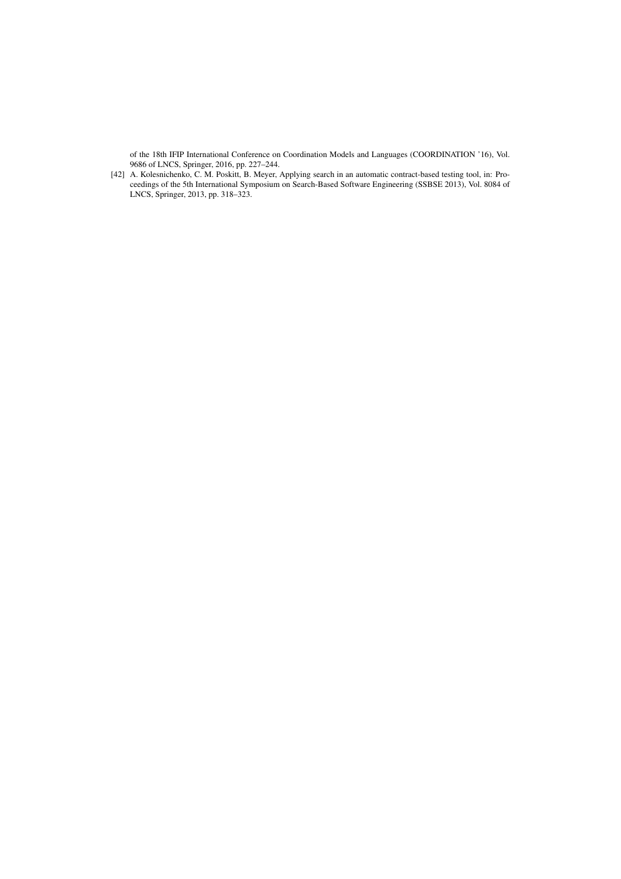of the 18th IFIP International Conference on Coordination Models and Languages (COORDINATION '16), Vol. 9686 of LNCS, Springer, 2016, pp. 227–244.

[42] A. Kolesnichenko, C. M. Poskitt, B. Meyer, Applying search in an automatic contract-based testing tool, in: Proceedings of the 5th International Symposium on Search-Based Software Engineering (SSBSE 2013), Vol. 8084 of LNCS, Springer, 2013, pp. 318–323.